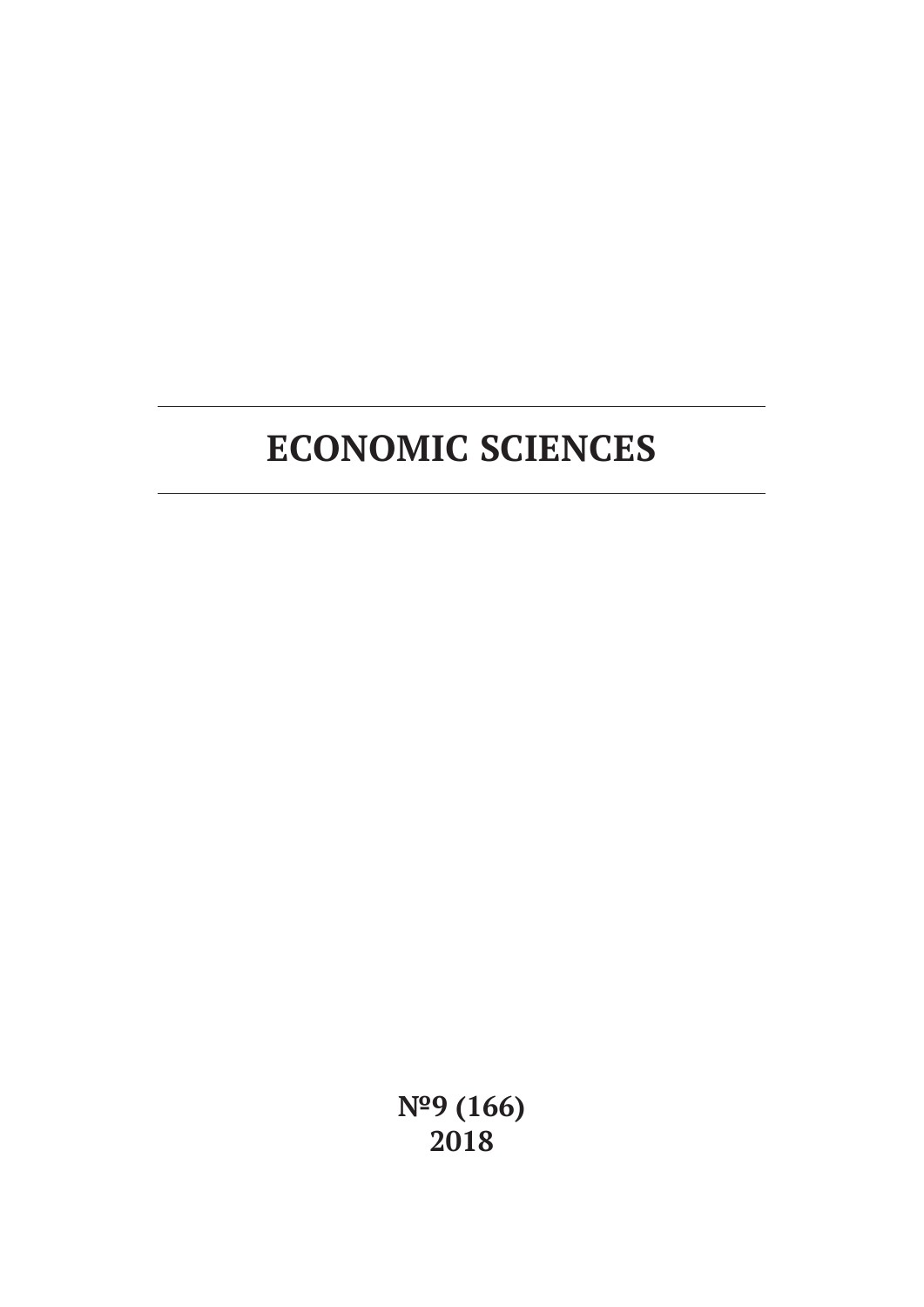# ECONOMIC SCIENCES

**№9 (166)**
**2018**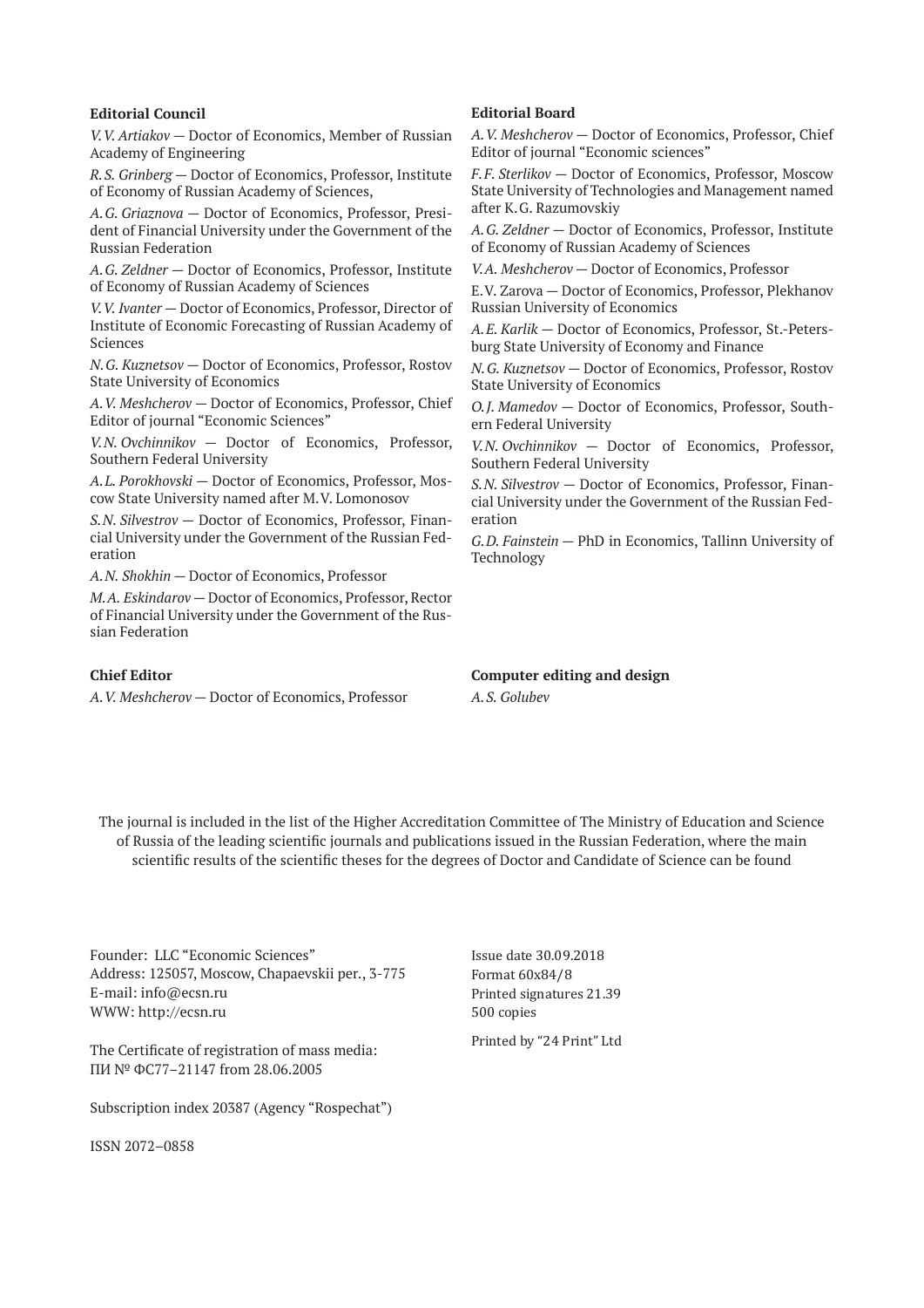**Editorial Council**

*V.V. Artiakov* — Doctor of Economics, Member of Russian Academy of Engineering

*R.S. Grinberg* — Doctor of Economics, Professor, Institute of Economy of Russian Academy of Sciences,

*A.G. Griaznova* — Doctor of Economics, Professor, President of Financial University under the Government of the Russian Federation

*A.G. Zeldner* — Doctor of Economics, Professor, Institute of Economy of Russian Academy of Sciences

*V.V. Ivanter* — Doctor of Economics, Professor, Director of Institute of Economic Forecasting of Russian Academy of Sciences

*N.G. Kuznetsov* — Doctor of Economics, Professor, Rostov State University of Economics

*A.V. Meshcherov* — Doctor of Economics, Professor, Chief Editor of journal "Economic Sciences"

*V.N. Ovchinnikov* — Doctor of Economics, Professor, Southern Federal University

*A.L. Porokhovski* — Doctor of Economics, Professor, Moscow State University named after M.V. Lomonosov

*S.N. Silvestrov* — Doctor of Economics, Professor, Financial University under the Government of the Russian Federation

*A.N. Shokhin* — Doctor of Economics, Professor

*M.A. Eskindarov* — Doctor of Economics, Professor, Rector of Financial University under the Government of the Russian Federation

**Editorial Board**

*A.V. Meshcherov* — Doctor of Economics, Professor, Chief Editor of journal "Economic sciences"

*F.F. Sterlikov* — Doctor of Economics, Professor, Moscow State University of Technologies and Management named after K.G. Razumovskiy

*A.G. Zeldner* — Doctor of Economics, Professor, Institute of Economy of Russian Academy of Sciences

*V.A. Meshcherov* — Doctor of Economics, Professor

E.V. Zarova — Doctor of Economics, Professor, Plekhanov Russian University of Economics

*A.E. Karlik* — Doctor of Economics, Professor, St.-Petersburg State University of Economy and Finance

*N.G. Kuznetsov* — Doctor of Economics, Professor, Rostov State University of Economics

*O.J. Mamedov* — Doctor of Economics, Professor, Southern Federal University

*V.N. Ovchinnikov* — Doctor of Economics, Professor, Southern Federal University

*S.N. Silvestrov* — Doctor of Economics, Professor, Financial University under the Government of the Russian Federation

*G.D. Fainstein* — PhD in Economics, Tallinn University of Technology

**Chief Editor**

*A.V. Meshcherov* — Doctor of Economics, Professor

**Computer editing and design**

*A.S. Golubev*

The journal is included in the list of the Higher Accreditation Committee of The Ministry of Education and Science of Russia of the leading scientific journals and publications issued in the Russian Federation, where the main scientific results of the scientific theses for the degrees of Doctor and Candidate of Science can be found

Founder: LLC "Economic Sciences"
Address: 125057, Moscow, Chapaevskii per., 3-775
E-mail: info@ecsn.ru
WWW: http://ecsn.ru

The Certificate of registration of mass media:
ПИ № ФС77–21147 from 28.06.2005

Subscription index 20387 (Agency "Rospechat")

ISSN 2072–0858

Issue date 30.09.2018
Format 60x84/8
Printed signatures 21.39
500 copies

Printed by "24 Print" Ltd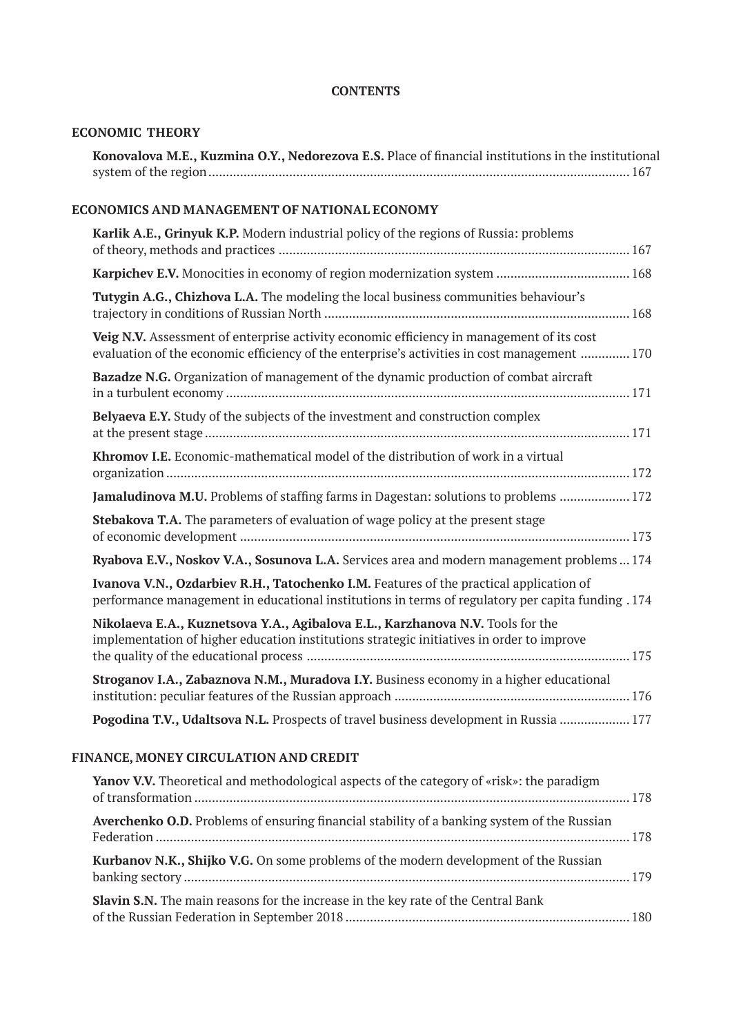**CONTENTS**

## ECONOMIC THEORY

**Konovalova M.E., Kuzmina O.Y., Nedorezova E.S.** Place of financial institutions in the institutional system of the region ....... 167

## ECONOMICS AND MANAGEMENT OF NATIONAL ECONOMY

**Karlik A.E., Grinyuk K.P.** Modern industrial policy of the regions of Russia: problems of theory, methods and practices ....... 167

**Karpichev E.V.** Monocities in economy of region modernization system ....... 168

**Tutygin A.G., Chizhova L.A.** The modeling the local business communities behaviour's trajectory in conditions of Russian North ....... 168

**Veig N.V.** Assessment of enterprise activity economic efficiency in management of its cost evaluation of the economic efficiency of the enterprise's activities in cost management ....... 170

**Bazadze N.G.** Organization of management of the dynamic production of combat aircraft in a turbulent economy ....... 171

**Belyaeva E.Y.** Study of the subjects of the investment and construction complex at the present stage ....... 171

**Khromov I.E.** Economic-mathematical model of the distribution of work in a virtual organization ....... 172

**Jamaludinova M.U.** Problems of staffing farms in Dagestan: solutions to problems ....... 172

**Stebakova T.A.** The parameters of evaluation of wage policy at the present stage of economic development ....... 173

**Ryabova E.V., Noskov V.A., Sosunova L.A.** Services area and modern management problems ... 174

**Ivanova V.N., Ozdarbiev R.H., Tatochenko I.M.** Features of the practical application of performance management in educational institutions in terms of regulatory per capita funding . 174

**Nikolaeva E.A., Kuznetsova Y.A., Agibalova E.L., Karzhanova N.V.** Tools for the implementation of higher education institutions strategic initiatives in order to improve the quality of the educational process ....... 175

**Stroganov I.A., Zabaznova N.M., Muradova I.Y.** Business economy in a higher educational institution: peculiar features of the Russian approach ....... 176

**Pogodina T.V., Udaltsova N.L.** Prospects of travel business development in Russia ....... 177

## FINANCE, MONEY CIRCULATION AND CREDIT

**Yanov V.V.** Theoretical and methodological aspects of the category of «risk»: the paradigm of transformation ....... 178

**Averchenko O.D.** Problems of ensuring financial stability of a banking system of the Russian Federation ....... 178

**Kurbanov N.K., Shijko V.G.** On some problems of the modern development of the Russian banking sectory ....... 179

**Slavin S.N.** The main reasons for the increase in the key rate of the Central Bank of the Russian Federation in September 2018 ....... 180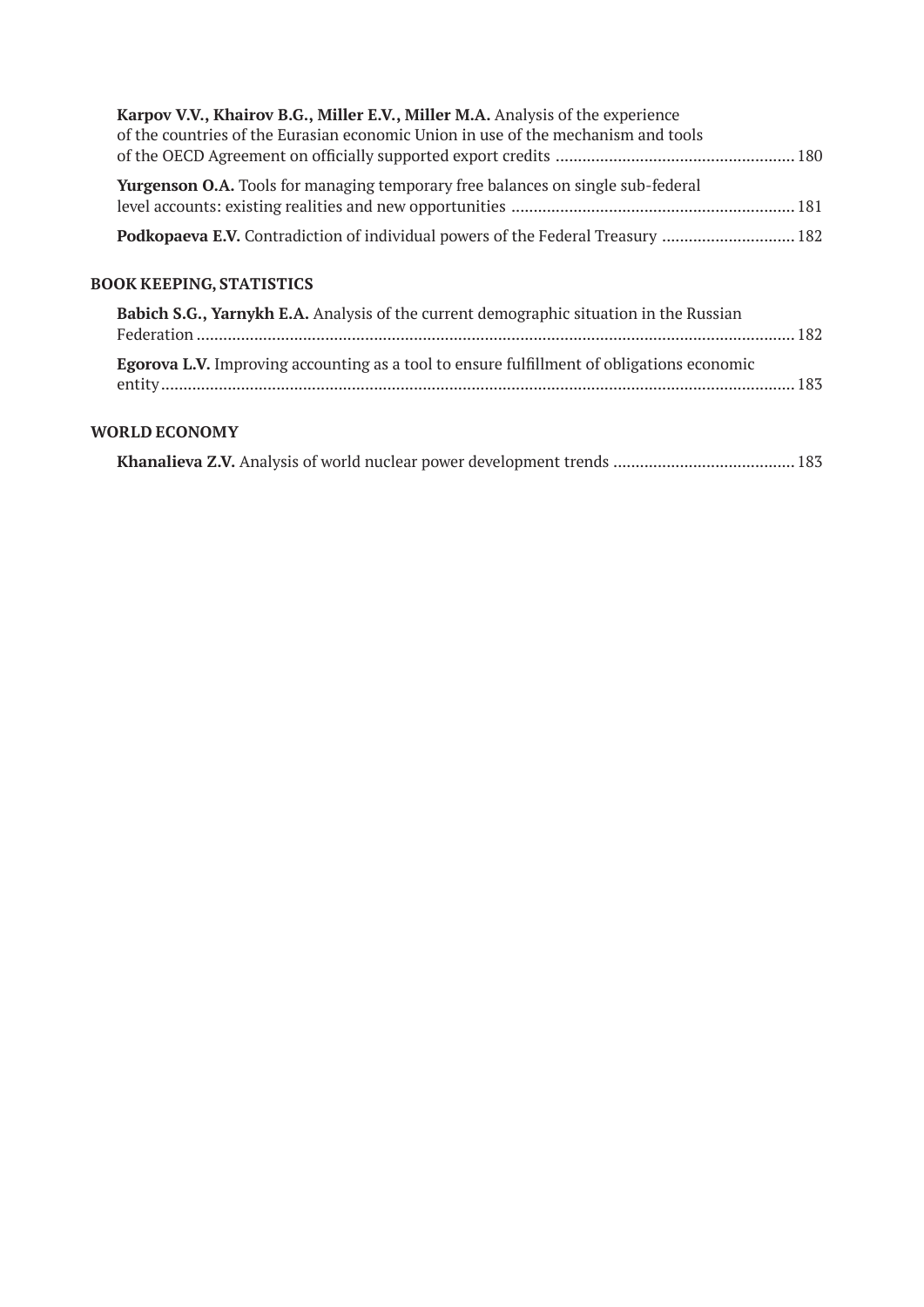**Karpov V.V., Khairov B.G., Miller E.V., Miller M.A.** Analysis of the experience of the countries of the Eurasian economic Union in use of the mechanism and tools of the OECD Agreement on officially supported export credits ..................................................... 180

**Yurgenson O.A.** Tools for managing temporary free balances on single sub-federal level accounts: existing realities and new opportunities ................................................................ 181

**Podkopaeva E.V.** Contradiction of individual powers of the Federal Treasury .............................. 182

## BOOK KEEPING, STATISTICS

**Babich S.G., Yarnykh E.A.** Analysis of the current demographic situation in the Russian Federation ....................................................................................................................................... 182

**Egorova L.V.** Improving accounting as a tool to ensure fulfillment of obligations economic entity .............................................................................................................................................. 183

## WORLD ECONOMY

**Khanalieva Z.V.** Analysis of world nuclear power development trends ......................................... 183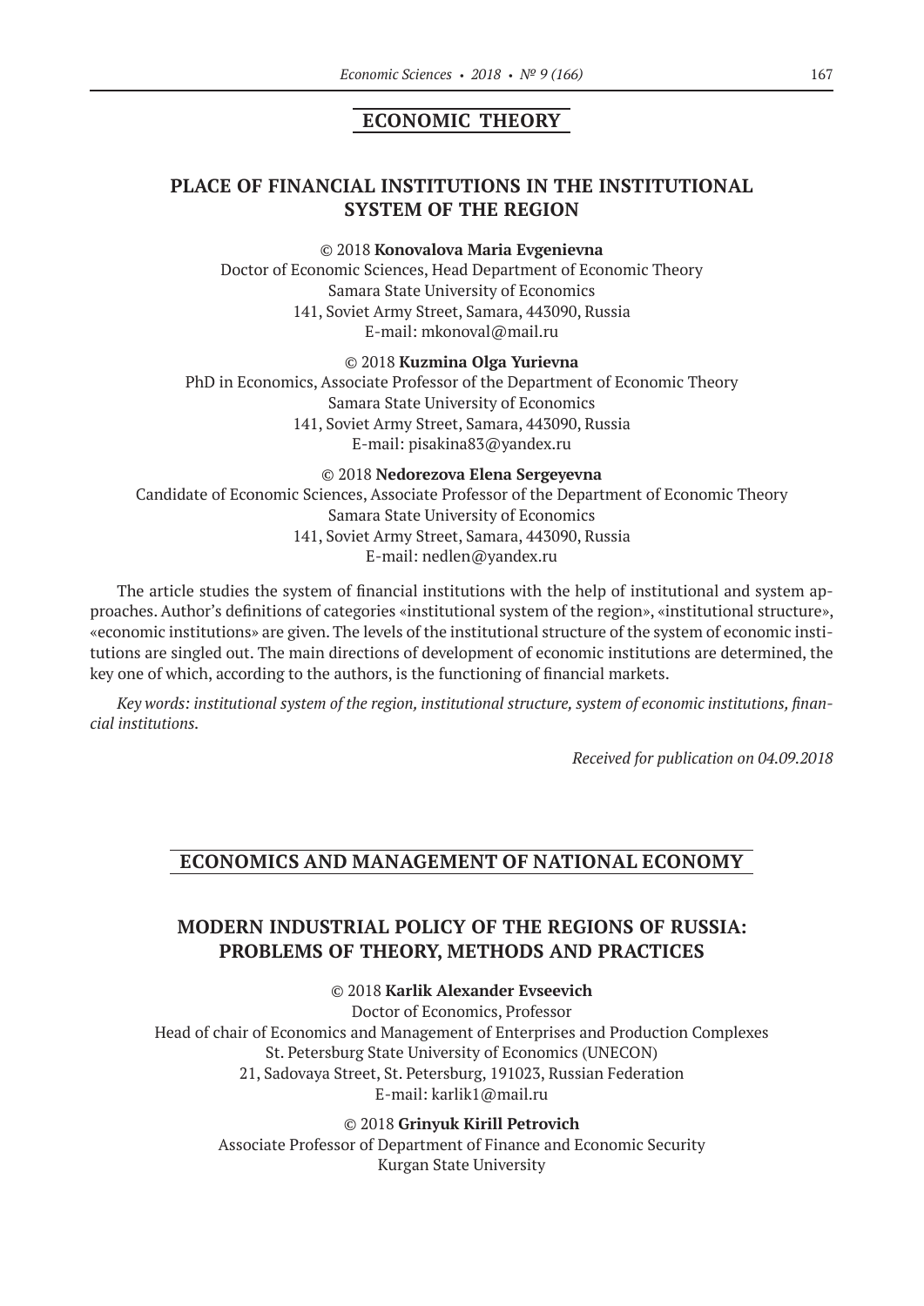## ECONOMIC THEORY

### PLACE OF FINANCIAL INSTITUTIONS IN THE INSTITUTIONAL SYSTEM OF THE REGION

© 2018 **Konovalova Maria Evgenievna**
Doctor of Economic Sciences, Head Department of Economic Theory
Samara State University of Economics
141, Soviet Army Street, Samara, 443090, Russia
E-mail: mkonoval@mail.ru

© 2018 **Kuzmina Olga Yurievna**
PhD in Economics, Associate Professor of the Department of Economic Theory
Samara State University of Economics
141, Soviet Army Street, Samara, 443090, Russia
E-mail: pisakina83@yandex.ru

© 2018 **Nedorezova Elena Sergeyevna**
Candidate of Economic Sciences, Associate Professor of the Department of Economic Theory
Samara State University of Economics
141, Soviet Army Street, Samara, 443090, Russia
E-mail: nedlen@yandex.ru

The article studies the system of financial institutions with the help of institutional and system approaches. Author's definitions of categories «institutional system of the region», «institutional structure», «economic institutions» are given. The levels of the institutional structure of the system of economic institutions are singled out. The main directions of development of economic institutions are determined, the key one of which, according to the authors, is the functioning of financial markets.

*Key words: institutional system of the region, institutional structure, system of economic institutions, financial institutions.*

*Received for publication on 04.09.2018*

## ECONOMICS AND MANAGEMENT OF NATIONAL ECONOMY

### MODERN INDUSTRIAL POLICY OF THE REGIONS OF RUSSIA: PROBLEMS OF THEORY, METHODS AND PRACTICES

© 2018 **Karlik Alexander Evseevich**
Doctor of Economics, Professor
Head of chair of Economics and Management of Enterprises and Production Complexes
St. Petersburg State University of Economics (UNECON)
21, Sadovaya Street, St. Petersburg, 191023, Russian Federation
E-mail: karlik1@mail.ru

© 2018 **Grinyuk Kirill Petrovich**
Associate Professor of Department of Finance and Economic Security
Kurgan State University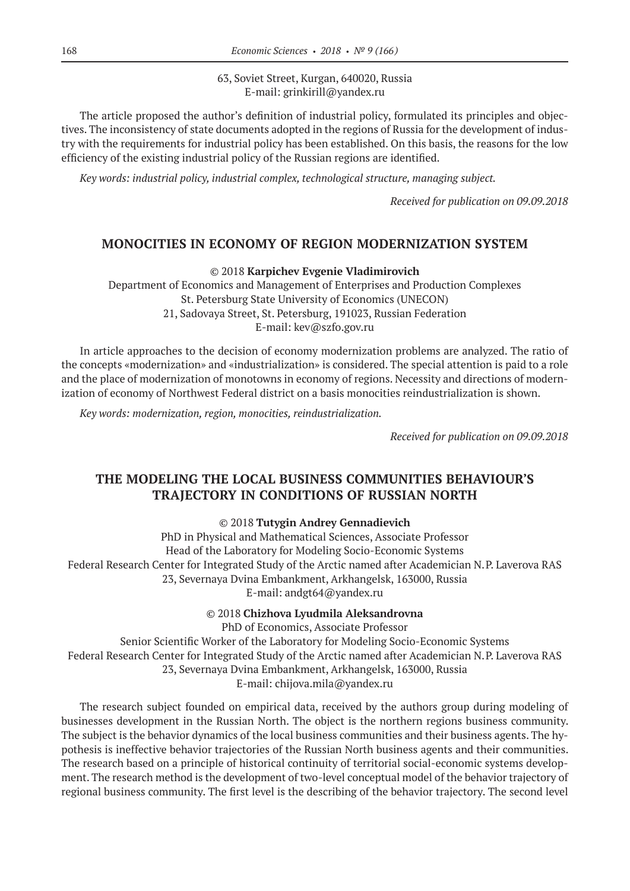63, Soviet Street, Kurgan, 640020, Russia
E-mail: grinkirill@yandex.ru

The article proposed the author's definition of industrial policy, formulated its principles and objectives. The inconsistency of state documents adopted in the regions of Russia for the development of industry with the requirements for industrial policy has been established. On this basis, the reasons for the low efficiency of the existing industrial policy of the Russian regions are identified.

*Key words: industrial policy, industrial complex, technological structure, managing subject.*

*Received for publication on 09.09.2018*

## MONOCITIES IN ECONOMY OF REGION MODERNIZATION SYSTEM

© 2018 **Karpichev Evgenie Vladimirovich**
Department of Economics and Management of Enterprises and Production Complexes
St. Petersburg State University of Economics (UNECON)
21, Sadovaya Street, St. Petersburg, 191023, Russian Federation
E-mail: kev@szfo.gov.ru

In article approaches to the decision of economy modernization problems are analyzed. The ratio of the concepts «modernization» and «industrialization» is considered. The special attention is paid to a role and the place of modernization of monotowns in economy of regions. Necessity and directions of modernization of economy of Northwest Federal district on a basis monocities reindustrialization is shown.

*Key words: modernization, region, monocities, reindustrialization.*

*Received for publication on 09.09.2018*

## THE MODELING THE LOCAL BUSINESS COMMUNITIES BEHAVIOUR'S TRAJECTORY IN CONDITIONS OF RUSSIAN NORTH

© 2018 **Tutygin Andrey Gennadievich**
PhD in Physical and Mathematical Sciences, Associate Professor
Head of the Laboratory for Modeling Socio-Economic Systems
Federal Research Center for Integrated Study of the Arctic named after Academician N.P. Laverova RAS
23, Severnaya Dvina Embankment, Arkhangelsk, 163000, Russia
E-mail: andgt64@yandex.ru

© 2018 **Chizhova Lyudmila Aleksandrovna**
PhD of Economics, Associate Professor
Senior Scientific Worker of the Laboratory for Modeling Socio-Economic Systems
Federal Research Center for Integrated Study of the Arctic named after Academician N.P. Laverova RAS
23, Severnaya Dvina Embankment, Arkhangelsk, 163000, Russia
E-mail: chijova.mila@yandex.ru

The research subject founded on empirical data, received by the authors group during modeling of businesses development in the Russian North. The object is the northern regions business community. The subject is the behavior dynamics of the local business communities and their business agents. The hypothesis is ineffective behavior trajectories of the Russian North business agents and their communities. The research based on a principle of historical continuity of territorial social-economic systems development. The research method is the development of two-level conceptual model of the behavior trajectory of regional business community. The first level is the describing of the behavior trajectory. The second level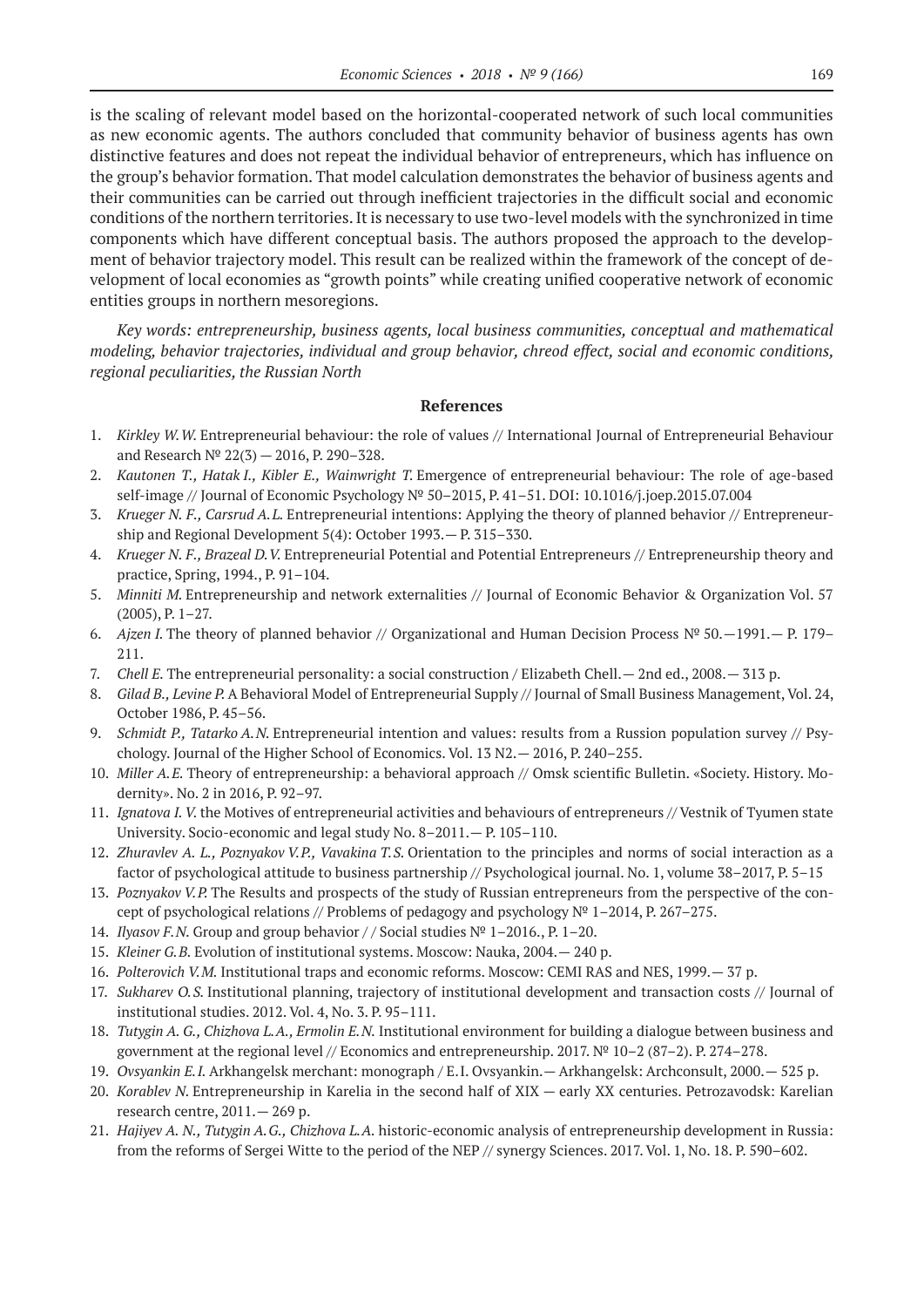is the scaling of relevant model based on the horizontal-cooperated network of such local communities as new economic agents. The authors concluded that community behavior of business agents has own distinctive features and does not repeat the individual behavior of entrepreneurs, which has influence on the group's behavior formation. That model calculation demonstrates the behavior of business agents and their communities can be carried out through inefficient trajectories in the difficult social and economic conditions of the northern territories. It is necessary to use two-level models with the synchronized in time components which have different conceptual basis. The authors proposed the approach to the development of behavior trajectory model. This result can be realized within the framework of the concept of development of local economies as "growth points" while creating unified cooperative network of economic entities groups in northern mesoregions.

*Key words: entrepreneurship, business agents, local business communities, conceptual and mathematical modeling, behavior trajectories, individual and group behavior, chreod effect, social and economic conditions, regional peculiarities, the Russian North*

## References

1. *Kirkley W.W.* Entrepreneurial behaviour: the role of values // International Journal of Entrepreneurial Behaviour and Research № 22(3) — 2016, P. 290–328.
2. *Kautonen T., Hatak I., Kibler E., Wainwright T.* Emergence of entrepreneurial behaviour: The role of age-based self-image // Journal of Economic Psychology № 50–2015, P. 41–51. DOI: 10.1016/j.joep.2015.07.004
3. *Krueger N. F., Carsrud A.L.* Entrepreneurial intentions: Applying the theory of planned behavior // Entrepreneurship and Regional Development 5(4): October 1993.— P. 315–330.
4. *Krueger N. F., Brazeal D.V.* Entrepreneurial Potential and Potential Entrepreneurs // Entrepreneurship theory and practice, Spring, 1994., P. 91–104.
5. *Minniti M.* Entrepreneurship and network externalities // Journal of Economic Behavior & Organization Vol. 57 (2005), P. 1–27.
6. *Ajzen I.* The theory of planned behavior // Organizational and Human Decision Process № 50.—1991.— P. 179–211.
7. *Chell E.* The entrepreneurial personality: a social construction / Elizabeth Chell.— 2nd ed., 2008.— 313 p.
8. *Gilad B., Levine P.* A Behavioral Model of Entrepreneurial Supply // Journal of Small Business Management, Vol. 24, October 1986, P. 45–56.
9. *Schmidt P., Tatarko A.N.* Entrepreneurial intention and values: results from a Russion population survey // Psychology. Journal of the Higher School of Economics. Vol. 13 N2.— 2016, P. 240–255.
10. *Miller A.E.* Theory of entrepreneurship: a behavioral approach // Omsk scientific Bulletin. «Society. History. Modernity». No. 2 in 2016, P. 92–97.
11. *Ignatova I. V.* the Motives of entrepreneurial activities and behaviours of entrepreneurs // Vestnik of Tyumen state University. Socio-economic and legal study No. 8–2011.— P. 105–110.
12. *Zhuravlev A. L., Poznyakov V.P., Vavakina T.S.* Orientation to the principles and norms of social interaction as a factor of psychological attitude to business partnership // Psychological journal. No. 1, volume 38–2017, P. 5–15
13. *Poznyakov V.P.* The Results and prospects of the study of Russian entrepreneurs from the perspective of the concept of psychological relations // Problems of pedagogy and psychology № 1–2014, P. 267–275.
14. *Ilyasov F.N.* Group and group behavior / / Social studies № 1–2016., P. 1–20.
15. *Kleiner G.B.* Evolution of institutional systems. Moscow: Nauka, 2004.— 240 p.
16. *Polterovich V.M.* Institutional traps and economic reforms. Moscow: CEMI RAS and NES, 1999.— 37 p.
17. *Sukharev O.S.* Institutional planning, trajectory of institutional development and transaction costs // Journal of institutional studies. 2012. Vol. 4, No. 3. P. 95–111.
18. *Tutygin A. G., Chizhova L.A., Ermolin E.N.* Institutional environment for building a dialogue between business and government at the regional level // Economics and entrepreneurship. 2017. № 10–2 (87–2). P. 274–278.
19. *Ovsyankin E.I.* Arkhangelsk merchant: monograph / E.I. Ovsyankin.— Arkhangelsk: Archconsult, 2000.— 525 p.
20. *Korablev N.* Entrepreneurship in Karelia in the second half of XIX — early XX centuries. Petrozavodsk: Karelian research centre, 2011.— 269 p.
21. *Hajiyev A. N., Tutygin A.G., Chizhova L.A.* historic-economic analysis of entrepreneurship development in Russia: from the reforms of Sergei Witte to the period of the NEP // synergy Sciences. 2017. Vol. 1, No. 18. P. 590–602.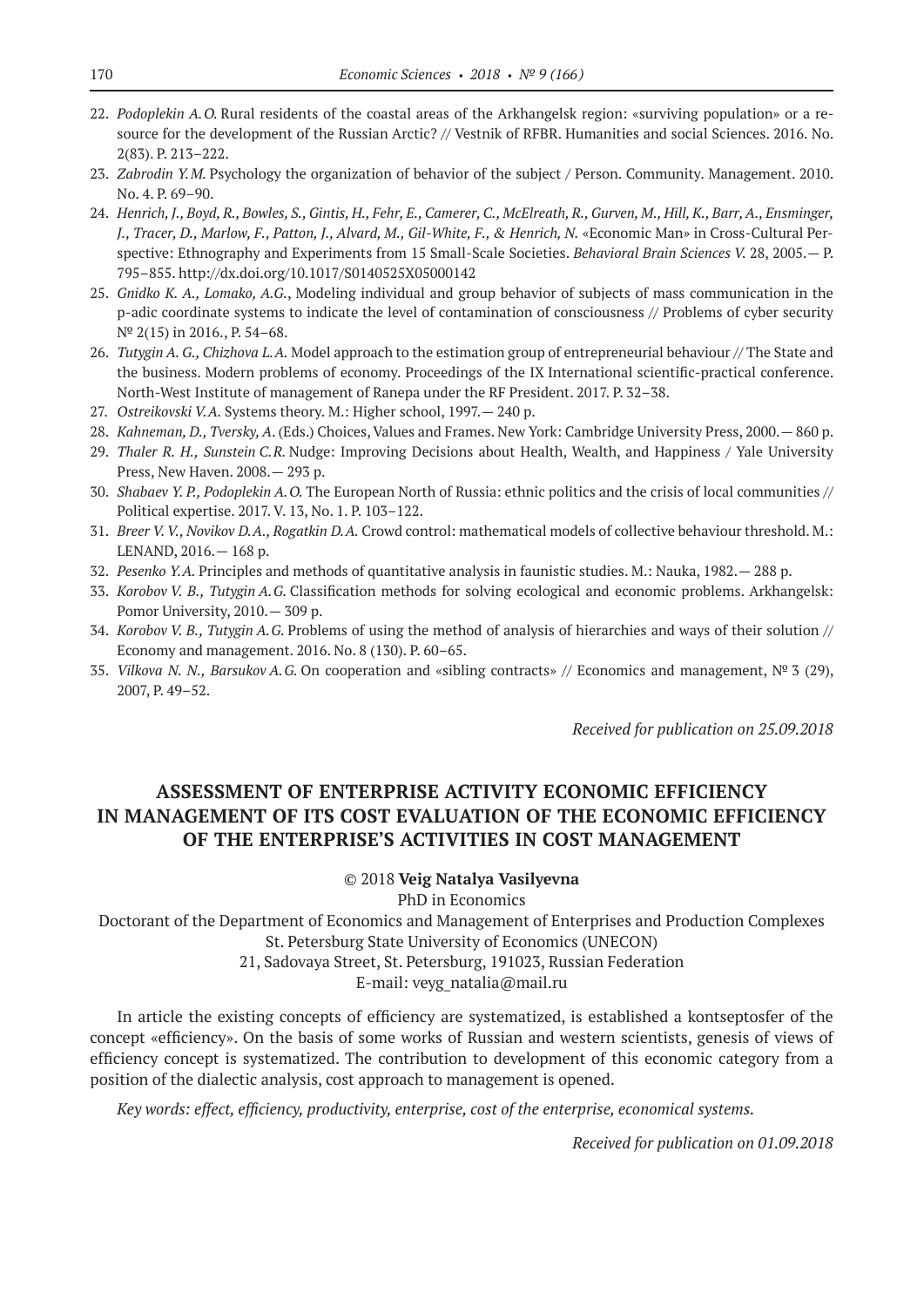22. *Podoplekin A.O.* Rural residents of the coastal areas of the Arkhangelsk region: «surviving population» or a resource for the development of the Russian Arctic? // Vestnik of RFBR. Humanities and social Sciences. 2016. No. 2(83). P. 213–222.
23. *Zabrodin Y.M.* Psychology the organization of behavior of the subject / Person. Community. Management. 2010. No. 4. P. 69–90.
24. *Henrich, J., Boyd, R., Bowles, S., Gintis, H., Fehr, E., Camerer, C., McElreath, R., Gurven, M., Hill, K., Barr, A., Ensminger, J., Tracer, D., Marlow, F., Patton, J., Alvard, M., Gil-White, F., & Henrich, N.* «Economic Man» in Cross-Cultural Perspective: Ethnography and Experiments from 15 Small-Scale Societies. *Behavioral Brain Sciences V.* 28, 2005.— P. 795–855. http://dx.doi.org/10.1017/S0140525X05000142
25. *Gnidko K. A., Lomako, A.G.*, Modeling individual and group behavior of subjects of mass communication in the p-adic coordinate systems to indicate the level of contamination of consciousness // Problems of cyber security № 2(15) in 2016., P. 54–68.
26. *Tutygin A. G., Chizhova L.A.* Model approach to the estimation group of entrepreneurial behaviour // The State and the business. Modern problems of economy. Proceedings of the IX International scientific-practical conference. North-West Institute of management of Ranepa under the RF President. 2017. P. 32–38.
27. *Ostreikovski V.A.* Systems theory. M.: Higher school, 1997.— 240 p.
28. *Kahneman, D., Tversky, A.* (Eds.) Choices, Values and Frames. New York: Cambridge University Press, 2000.— 860 p.
29. *Thaler R. H., Sunstein C.R.* Nudge: Improving Decisions about Health, Wealth, and Happiness / Yale University Press, New Haven. 2008.— 293 p.
30. *Shabaev Y. P., Podoplekin A.O.* The European North of Russia: ethnic politics and the crisis of local communities // Political expertise. 2017. V. 13, No. 1. P. 103–122.
31. *Breer V. V., Novikov D.A., Rogatkin D.A.* Crowd control: mathematical models of collective behaviour threshold. M.: LENAND, 2016.— 168 p.
32. *Pesenko Y.A.* Principles and methods of quantitative analysis in faunistic studies. M.: Nauka, 1982.— 288 p.
33. *Korobov V. B., Tutygin A.G.* Classification methods for solving ecological and economic problems. Arkhangelsk: Pomor University, 2010.— 309 p.
34. *Korobov V. B., Tutygin A.G.* Problems of using the method of analysis of hierarchies and ways of their solution // Economy and management. 2016. No. 8 (130). P. 60–65.
35. *Vilkova N. N., Barsukov A.G.* On cooperation and «sibling contracts» // Economics and management, № 3 (29), 2007, P. 49–52.

*Received for publication on 25.09.2018*

## ASSESSMENT OF ENTERPRISE ACTIVITY ECONOMIC EFFICIENCY IN MANAGEMENT OF ITS COST EVALUATION OF THE ECONOMIC EFFICIENCY OF THE ENTERPRISE'S ACTIVITIES IN COST MANAGEMENT

© 2018 **Veig Natalya Vasilyevna**

PhD in Economics

Doctorant of the Department of Economics and Management of Enterprises and Production Complexes

St. Petersburg State University of Economics (UNECON)

21, Sadovaya Street, St. Petersburg, 191023, Russian Federation

E-mail: veyg_natalia@mail.ru

In article the existing concepts of efficiency are systematized, is established a kontseptosfer of the concept «efficiency». On the basis of some works of Russian and western scientists, genesis of views of efficiency concept is systematized. The contribution to development of this economic category from a position of the dialectic analysis, cost approach to management is opened.

*Key words: effect, efficiency, productivity, enterprise, cost of the enterprise, economical systems.*

*Received for publication on 01.09.2018*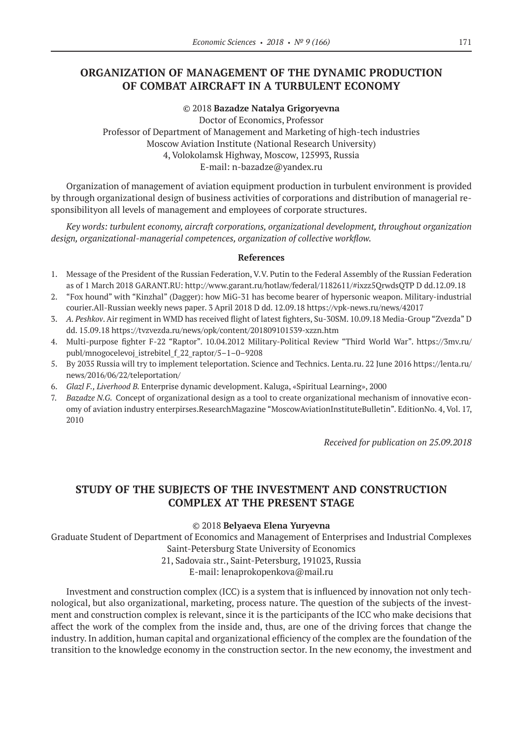## ORGANIZATION OF MANAGEMENT OF THE DYNAMIC PRODUCTION OF COMBAT AIRCRAFT IN A TURBULENT ECONOMY

© 2018 **Bazadze Natalya Grigoryevna**
Doctor of Economics, Professor
Professor of Department of Management and Marketing of high-tech industries
Moscow Aviation Institute (National Research University)
4, Volokolamsk Highway, Moscow, 125993, Russia
E-mail: n-bazadze@yandex.ru

Organization of management of aviation equipment production in turbulent environment is provided by through organizational design of business activities of corporations and distribution of managerial responsibilityon all levels of management and employees of corporate structures.

*Key words: turbulent economy, aircraft corporations, organizational development, throughout organization design, organizational-managerial competences, organization of collective workflow.*

**References**

1. Message of the President of the Russian Federation, V.V. Putin to the Federal Assembly of the Russian Federation as of 1 March 2018 GARANT.RU: http://www.garant.ru/hotlaw/federal/1182611/#ixzz5QrwdsQTP D dd.12.09.18
2. "Fox hound" with "Kinzhal" (Dagger): how MiG-31 has become bearer of hypersonic weapon. Military-industrial courier.All-Russian weekly news paper. 3 April 2018 D dd. 12.09.18 https://vpk-news.ru/news/42017
3. *A. Peshkov*. Air regiment in WMD has received flight of latest fighters, Su-30SM. 10.09.18 Media-Group "Zvezda" D dd. 15.09.18 https://tvzvezda.ru/news/opk/content/201809101539-xzzn.htm
4. Multi-purpose fighter F-22 "Raptor". 10.04.2012 Military-Political Review "Third World War". https://3mv.ru/publ/mnogocelevoj_istrebitel_f_22_raptor/5–1–0–9208
5. By 2035 Russia will try to implement teleportation. Science and Technics. Lenta.ru. 22 June 2016 https://lenta.ru/news/2016/06/22/teleportation/
6. *Glazl F., Liverhood B.* Enterprise dynamic development. Kaluga, «Spiritual Learning», 2000
7. *Bazadze N.G.* Concept of organizational design as a tool to create organizational mechanism of innovative economy of aviation industry enterpirses.ResearchMagazine "MoscowAviationInstituteBulletin". EditionNo. 4, Vol. 17, 2010

*Received for publication on 25.09.2018*

## STUDY OF THE SUBJECTS OF THE INVESTMENT AND CONSTRUCTION COMPLEX AT THE PRESENT STAGE

© 2018 **Belyaeva Elena Yuryevna**
Graduate Student of Department of Economics and Management of Enterprises and Industrial Complexes
Saint-Petersburg State University of Economics
21, Sadovaia str., Saint-Petersburg, 191023, Russia
E-mail: lenaprokopenkova@mail.ru

Investment and construction complex (ICC) is a system that is influenced by innovation not only technological, but also organizational, marketing, process nature. The question of the subjects of the investment and construction complex is relevant, since it is the participants of the ICC who make decisions that affect the work of the complex from the inside and, thus, are one of the driving forces that change the industry. In addition, human capital and organizational efficiency of the complex are the foundation of the transition to the knowledge economy in the construction sector. In the new economy, the investment and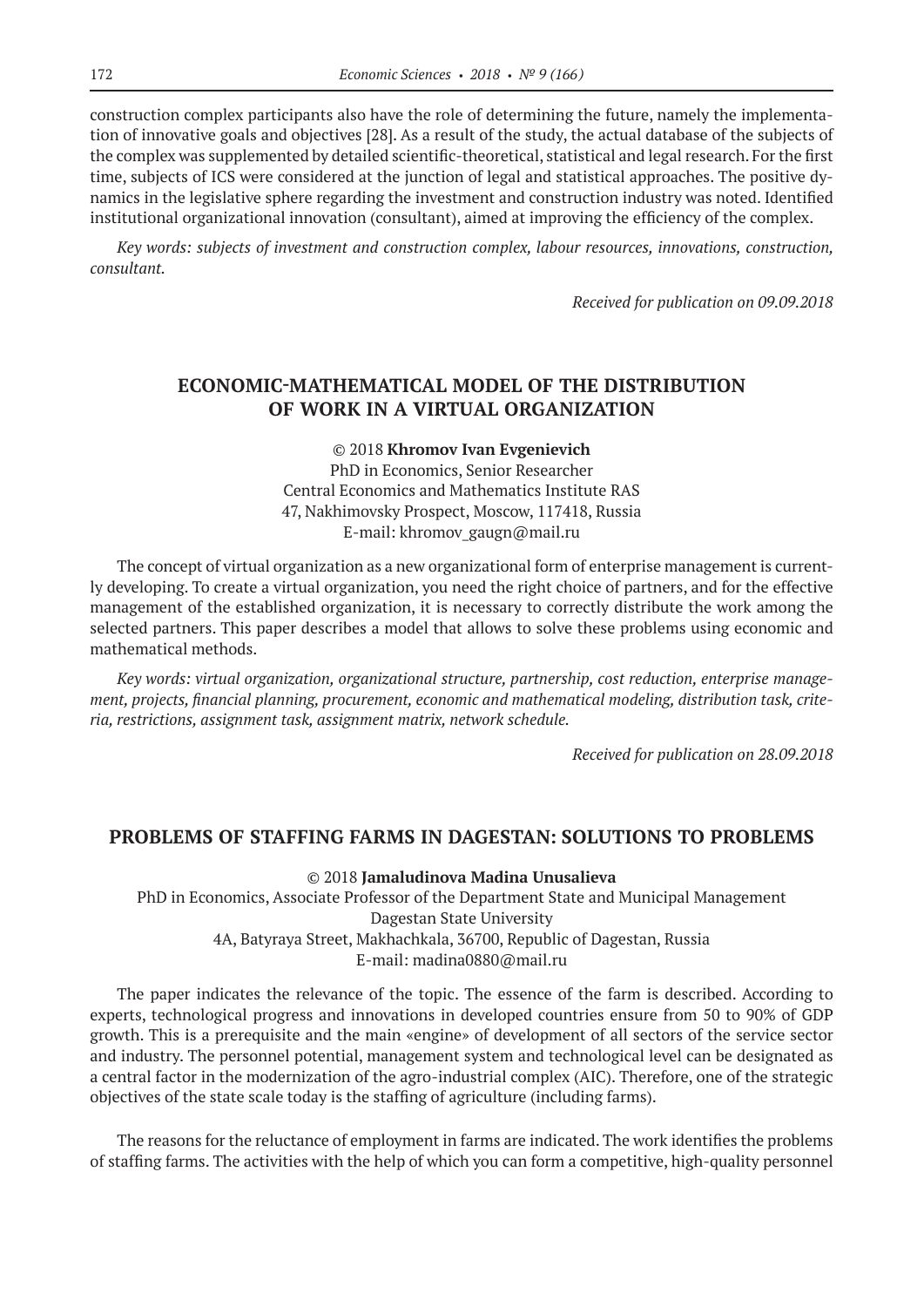construction complex participants also have the role of determining the future, namely the implementation of innovative goals and objectives [28]. As a result of the study, the actual database of the subjects of the complex was supplemented by detailed scientific-theoretical, statistical and legal research. For the first time, subjects of ICS were considered at the junction of legal and statistical approaches. The positive dynamics in the legislative sphere regarding the investment and construction industry was noted. Identified institutional organizational innovation (consultant), aimed at improving the efficiency of the complex.

*Key words: subjects of investment and construction complex, labour resources, innovations, construction, consultant.*

*Received for publication on 09.09.2018*

## ECONOMIC-MATHEMATICAL MODEL OF THE DISTRIBUTION OF WORK IN A VIRTUAL ORGANIZATION

© 2018 **Khromov Ivan Evgenievich**
PhD in Economics, Senior Researcher
Central Economics and Mathematics Institute RAS
47, Nakhimovsky Prospect, Moscow, 117418, Russia
E-mail: khromov_gaugn@mail.ru

The concept of virtual organization as a new organizational form of enterprise management is currently developing. To create a virtual organization, you need the right choice of partners, and for the effective management of the established organization, it is necessary to correctly distribute the work among the selected partners. This paper describes a model that allows to solve these problems using economic and mathematical methods.

*Key words: virtual organization, organizational structure, partnership, cost reduction, enterprise management, projects, financial planning, procurement, economic and mathematical modeling, distribution task, criteria, restrictions, assignment task, assignment matrix, network schedule.*

*Received for publication on 28.09.2018*

## PROBLEMS OF STAFFING FARMS IN DAGESTAN: SOLUTIONS TO PROBLEMS

© 2018 **Jamaludinova Madina Unusalieva**
PhD in Economics, Associate Professor of the Department State and Municipal Management
Dagestan State University
4A, Batyraya Street, Makhachkala, 36700, Republic of Dagestan, Russia
E-mail: madina0880@mail.ru

The paper indicates the relevance of the topic. The essence of the farm is described. According to experts, technological progress and innovations in developed countries ensure from 50 to 90% of GDP growth. This is a prerequisite and the main «engine» of development of all sectors of the service sector and industry. The personnel potential, management system and technological level can be designated as a central factor in the modernization of the agro-industrial complex (AIC). Therefore, one of the strategic objectives of the state scale today is the staffing of agriculture (including farms).

The reasons for the reluctance of employment in farms are indicated. The work identifies the problems of staffing farms. The activities with the help of which you can form a competitive, high-quality personnel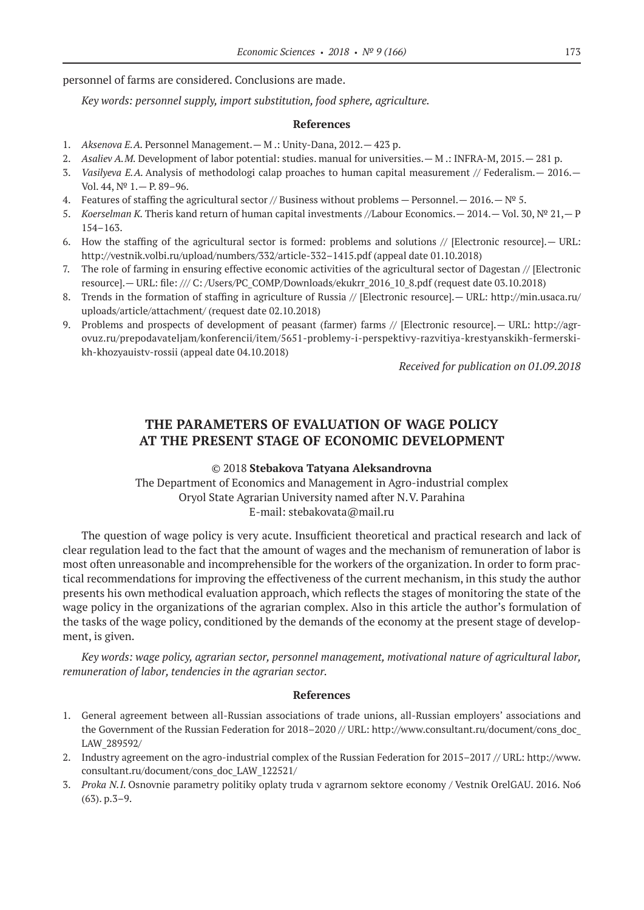personnel of farms are considered. Conclusions are made.

*Key words: personnel supply, import substitution, food sphere, agriculture.*

**References**

1. *Aksenova E.A.* Personnel Management.— M .: Unity-Dana, 2012.— 423 p.
2. *Asaliev A.M.* Development of labor potential: studies. manual for universities.— M .: INFRA-M, 2015.— 281 p.
3. *Vasilyeva E.A.* Analysis of methodologi calap proaches to human capital measurement // Federalism.— 2016.— Vol. 44, № 1.— P. 89–96.
4. Features of staffing the agricultural sector // Business without problems — Personnel.— 2016.— № 5.
5. *Koerselman K.* Theris kand return of human capital investments //Labour Economics.— 2014.— Vol. 30, № 21,— P 154–163.
6. How the staffing of the agricultural sector is formed: problems and solutions // [Electronic resource].— URL: http://vestnik.volbi.ru/upload/numbers/332/article-332–1415.pdf (appeal date 01.10.2018)
7. The role of farming in ensuring effective economic activities of the agricultural sector of Dagestan // [Electronic resource].— URL: file: /// C: /Users/PC_COMP/Downloads/ekukrr_2016_10_8.pdf (request date 03.10.2018)
8. Trends in the formation of staffing in agriculture of Russia // [Electronic resource].— URL: http://min.usaca.ru/uploads/article/attachment/ (request date 02.10.2018)
9. Problems and prospects of development of peasant (farmer) farms // [Electronic resource].— URL: http://agrovuz.ru/prepodavateljam/konferencii/item/5651-problemy-i-perspektivy-razvitiya-krestyanskikh-fermerskikh-khozyauistv-rossii (appeal date 04.10.2018)

*Received for publication on 01.09.2018*

## THE PARAMETERS OF EVALUATION OF WAGE POLICY AT THE PRESENT STAGE OF ECONOMIC DEVELOPMENT

© 2018 **Stebakova Tatyana Aleksandrovna**
The Department of Economics and Management in Agro-industrial complex
Oryol State Agrarian University named after N.V. Parahina
E-mail: stebakovata@mail.ru

The question of wage policy is very acute. Insufficient theoretical and practical research and lack of clear regulation lead to the fact that the amount of wages and the mechanism of remuneration of labor is most often unreasonable and incomprehensible for the workers of the organization. In order to form practical recommendations for improving the effectiveness of the current mechanism, in this study the author presents his own methodical evaluation approach, which reflects the stages of monitoring the state of the wage policy in the organizations of the agrarian complex. Also in this article the author's formulation of the tasks of the wage policy, conditioned by the demands of the economy at the present stage of development, is given.

*Key words: wage policy, agrarian sector, personnel management, motivational nature of agricultural labor, remuneration of labor, tendencies in the agrarian sector.*

**References**

1. General agreement between all-Russian associations of trade unions, all-Russian employers' associations and the Government of the Russian Federation for 2018–2020 // URL: http://www.consultant.ru/document/cons_doc_LAW_289592/
2. Industry agreement on the agro-industrial complex of the Russian Federation for 2015–2017 // URL: http://www.consultant.ru/document/cons_doc_LAW_122521/
3. *Proka N.I.* Osnovnie parametry politiky oplaty truda v agrarnom sektore economy / Vestnik OrelGAU. 2016. No6 (63). p.3–9.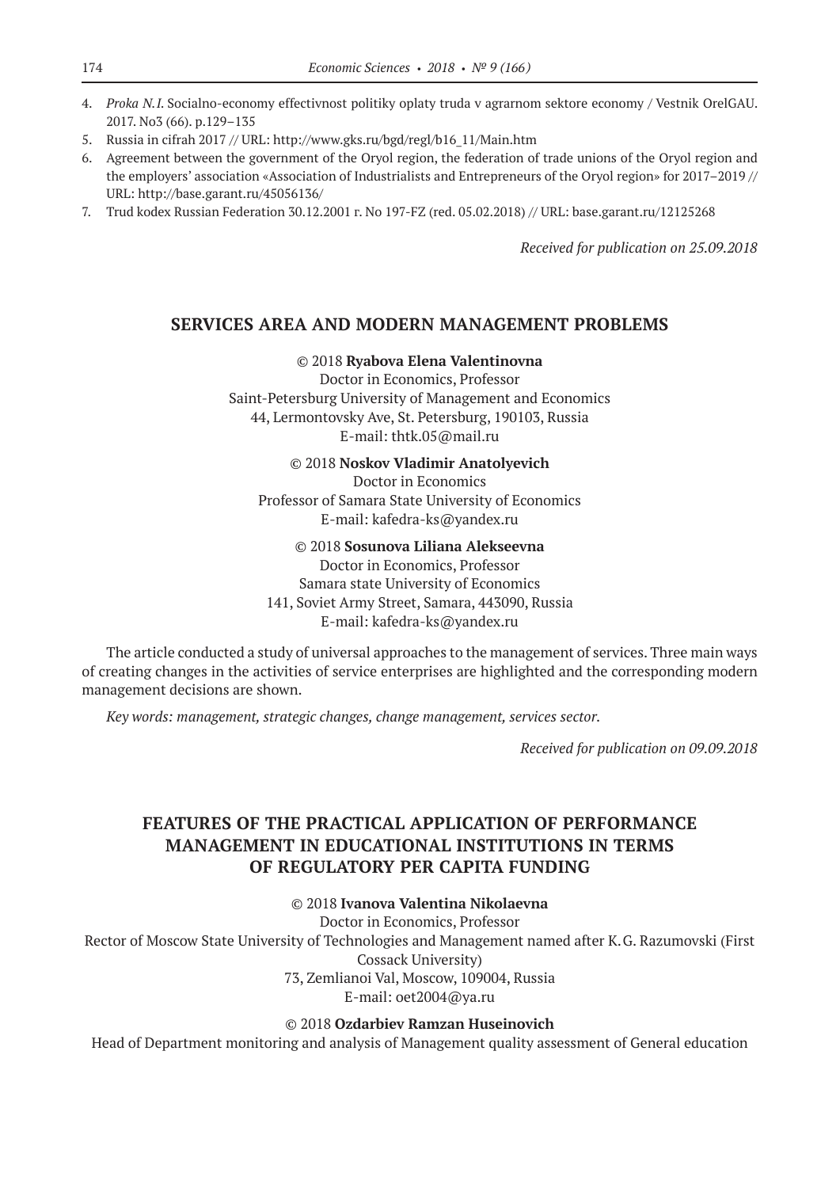4. *Proka N.I.* Socialno-economy effectivnost politiky oplaty truda v agrarnom sektore economy / Vestnik OrelGAU. 2017. No3 (66). p.129–135
5. Russia in cifrah 2017 // URL: http://www.gks.ru/bgd/regl/b16_11/Main.htm
6. Agreement between the government of the Oryol region, the federation of trade unions of the Oryol region and the employers' association «Association of Industrialists and Entrepreneurs of the Oryol region» for 2017–2019 // URL: http://base.garant.ru/45056136/
7. Trud kodex Russian Federation 30.12.2001 г. No 197-FZ (red. 05.02.2018) // URL: base.garant.ru/12125268

*Received for publication on 25.09.2018*

## SERVICES AREA AND MODERN MANAGEMENT PROBLEMS

© 2018 **Ryabova Elena Valentinovna**
Doctor in Economics, Professor
Saint-Petersburg University of Management and Economics
44, Lermontovsky Ave, St. Petersburg, 190103, Russia
E-mail: thtk.05@mail.ru

© 2018 **Noskov Vladimir Anatolyevich**
Doctor in Economics
Professor of Samara State University of Economics
E-mail: kafedra-ks@yandex.ru

© 2018 **Sosunova Liliana Alekseevna**
Doctor in Economics, Professor
Samara state University of Economics
141, Soviet Army Street, Samara, 443090, Russia
E-mail: kafedra-ks@yandex.ru

The article conducted a study of universal approaches to the management of services. Three main ways of creating changes in the activities of service enterprises are highlighted and the corresponding modern management decisions are shown.

*Key words: management, strategic changes, change management, services sector.*

*Received for publication on 09.09.2018*

## FEATURES OF THE PRACTICAL APPLICATION OF PERFORMANCE MANAGEMENT IN EDUCATIONAL INSTITUTIONS IN TERMS OF REGULATORY PER CAPITA FUNDING

© 2018 **Ivanova Valentina Nikolaevna**
Doctor in Economics, Professor
Rector of Moscow State University of Technologies and Management named after K.G. Razumovski (First Cossack University)
73, Zemlianoi Val, Moscow, 109004, Russia
E-mail: oet2004@ya.ru

© 2018 **Ozdarbiev Ramzan Huseinovich**
Head of Department monitoring and analysis of Management quality assessment of General education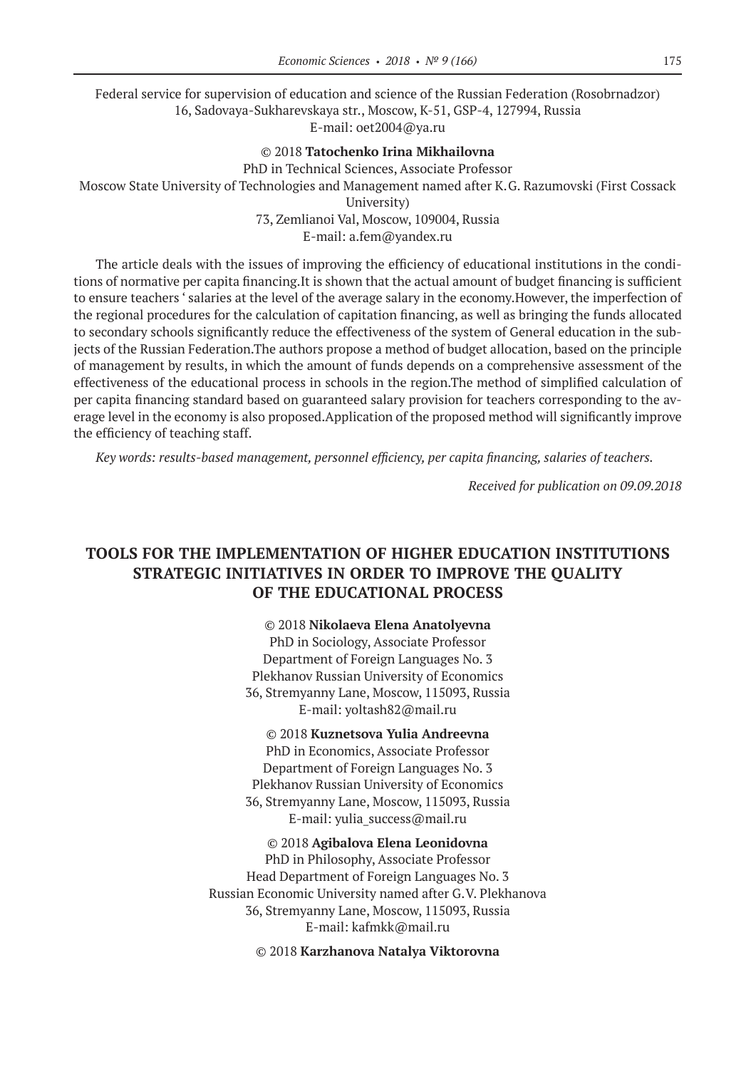Federal service for supervision of education and science of the Russian Federation (Rosobrnadzor)
16, Sadovaya-Sukharevskaya str., Moscow, K-51, GSP-4, 127994, Russia
E-mail: oet2004@ya.ru

© 2018 **Tatochenko Irina Mikhailovna**
PhD in Technical Sciences, Associate Professor
Moscow State University of Technologies and Management named after K.G. Razumovski (First Cossack University)
73, Zemlianoi Val, Moscow, 109004, Russia
E-mail: a.fem@yandex.ru

The article deals with the issues of improving the efficiency of educational institutions in the conditions of normative per capita financing.It is shown that the actual amount of budget financing is sufficient to ensure teachers ' salaries at the level of the average salary in the economy.However, the imperfection of the regional procedures for the calculation of capitation financing, as well as bringing the funds allocated to secondary schools significantly reduce the effectiveness of the system of General education in the subjects of the Russian Federation.The authors propose a method of budget allocation, based on the principle of management by results, in which the amount of funds depends on a comprehensive assessment of the effectiveness of the educational process in schools in the region.The method of simplified calculation of per capita financing standard based on guaranteed salary provision for teachers corresponding to the average level in the economy is also proposed.Application of the proposed method will significantly improve the efficiency of teaching staff.

*Key words: results-based management, personnel efficiency, per capita financing, salaries of teachers.*

*Received for publication on 09.09.2018*

## TOOLS FOR THE IMPLEMENTATION OF HIGHER EDUCATION INSTITUTIONS STRATEGIC INITIATIVES IN ORDER TO IMPROVE THE QUALITY OF THE EDUCATIONAL PROCESS

© 2018 **Nikolaeva Elena Anatolyevna**
PhD in Sociology, Associate Professor
Department of Foreign Languages No. 3
Plekhanov Russian University of Economics
36, Stremyanny Lane, Moscow, 115093, Russia
E-mail: yoltash82@mail.ru

© 2018 **Kuznetsova Yulia Andreevna**
PhD in Economics, Associate Professor
Department of Foreign Languages No. 3
Plekhanov Russian University of Economics
36, Stremyanny Lane, Moscow, 115093, Russia
E-mail: yulia_success@mail.ru

© 2018 **Agibalova Elena Leonidovna**
PhD in Philosophy, Associate Professor
Head Department of Foreign Languages No. 3
Russian Economic University named after G.V. Plekhanova
36, Stremyanny Lane, Moscow, 115093, Russia
E-mail: kafmkk@mail.ru

© 2018 **Karzhanova Natalya Viktorovna**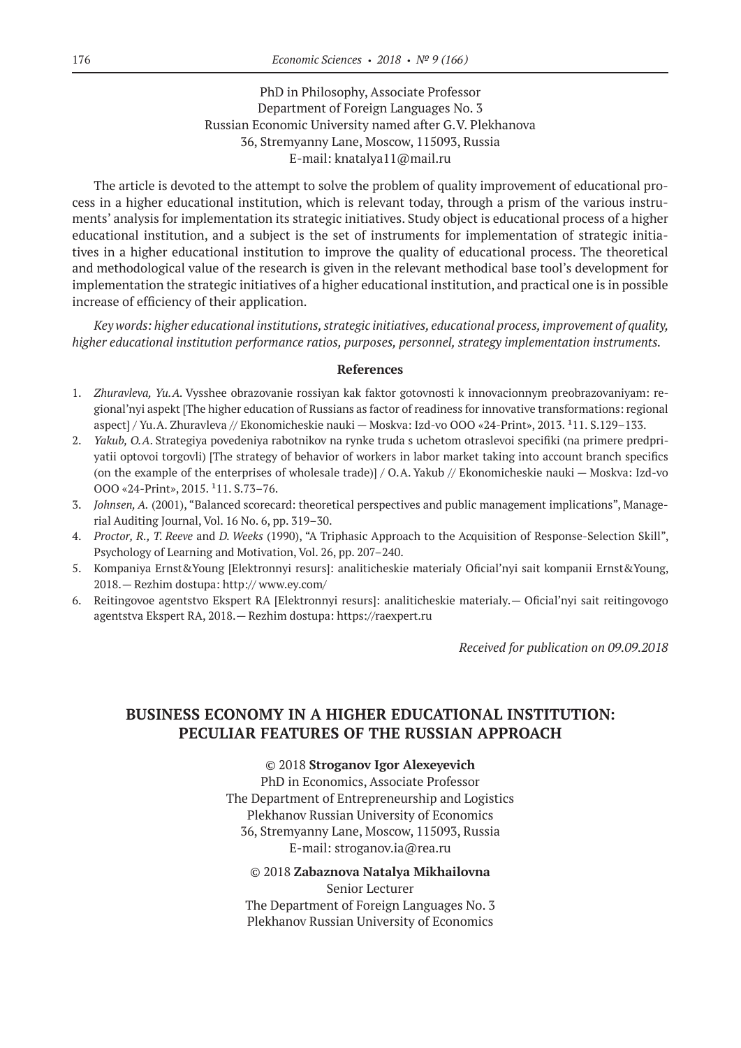PhD in Philosophy, Associate Professor
Department of Foreign Languages No. 3
Russian Economic University named after G.V. Plekhanova
36, Stremyanny Lane, Moscow, 115093, Russia
E-mail: knatalya11@mail.ru

The article is devoted to the attempt to solve the problem of quality improvement of educational process in a higher educational institution, which is relevant today, through a prism of the various instruments' analysis for implementation its strategic initiatives. Study object is educational process of a higher educational institution, and a subject is the set of instruments for implementation of strategic initiatives in a higher educational institution to improve the quality of educational process. The theoretical and methodological value of the research is given in the relevant methodical base tool's development for implementation the strategic initiatives of a higher educational institution, and practical one is in possible increase of efficiency of their application.

*Key words: higher educational institutions, strategic initiatives, educational process, improvement of quality, higher educational institution performance ratios, purposes, personnel, strategy implementation instruments.*

**References**

1. *Zhuravleva, Yu.A.* Vysshee obrazovanie rossiyan kak faktor gotovnosti k innovacionnym preobrazovaniyam: regional'nyi aspekt [The higher education of Russians as factor of readiness for innovative transformations: regional aspect] / Yu.A. Zhuravleva // Ekonomicheskie nauki — Moskva: Izd-vo OOO «24-Print», 2013. №11. S.129–133.
2. *Yakub, O.A.* Strategiya povedeniya rabotnikov na rynke truda s uchetom otraslevoi specifiki (na primere predpriyatii optovoi torgovli) [The strategy of behavior of workers in labor market taking into account branch specifics (on the example of the enterprises of wholesale trade)] / O.A. Yakub // Ekonomicheskie nauki — Moskva: Izd-vo OOO «24-Print», 2015. №11. S.73–76.
3. *Johnsen, A.* (2001), "Balanced scorecard: theoretical perspectives and public management implications", Managerial Auditing Journal, Vol. 16 No. 6, pp. 319–30.
4. *Proctor, R., T. Reeve* and *D. Weeks* (1990), "A Triphasic Approach to the Acquisition of Response-Selection Skill", Psychology of Learning and Motivation, Vol. 26, pp. 207–240.
5. Kompaniya Ernst&Young [Elektronnyi resurs]: analiticheskie materialy Oficial'nyi sait kompanii Ernst&Young, 2018.— Rezhim dostupa: http:// www.ey.com/
6. Reitingovoe agentstvo Ekspert RA [Elektronnyi resurs]: analiticheskie materialy.— Oficial'nyi sait reitingovogo agentstva Ekspert RA, 2018.— Rezhim dostupa: https://raexpert.ru

*Received for publication on 09.09.2018*

## BUSINESS ECONOMY IN A HIGHER EDUCATIONAL INSTITUTION: PECULIAR FEATURES OF THE RUSSIAN APPROACH

© 2018 **Stroganov Igor Alexeyevich**
PhD in Economics, Associate Professor
The Department of Entrepreneurship and Logistics
Plekhanov Russian University of Economics
36, Stremyanny Lane, Moscow, 115093, Russia
E-mail: stroganov.ia@rea.ru

© 2018 **Zabaznova Natalya Mikhailovna**
Senior Lecturer
The Department of Foreign Languages No. 3
Plekhanov Russian University of Economics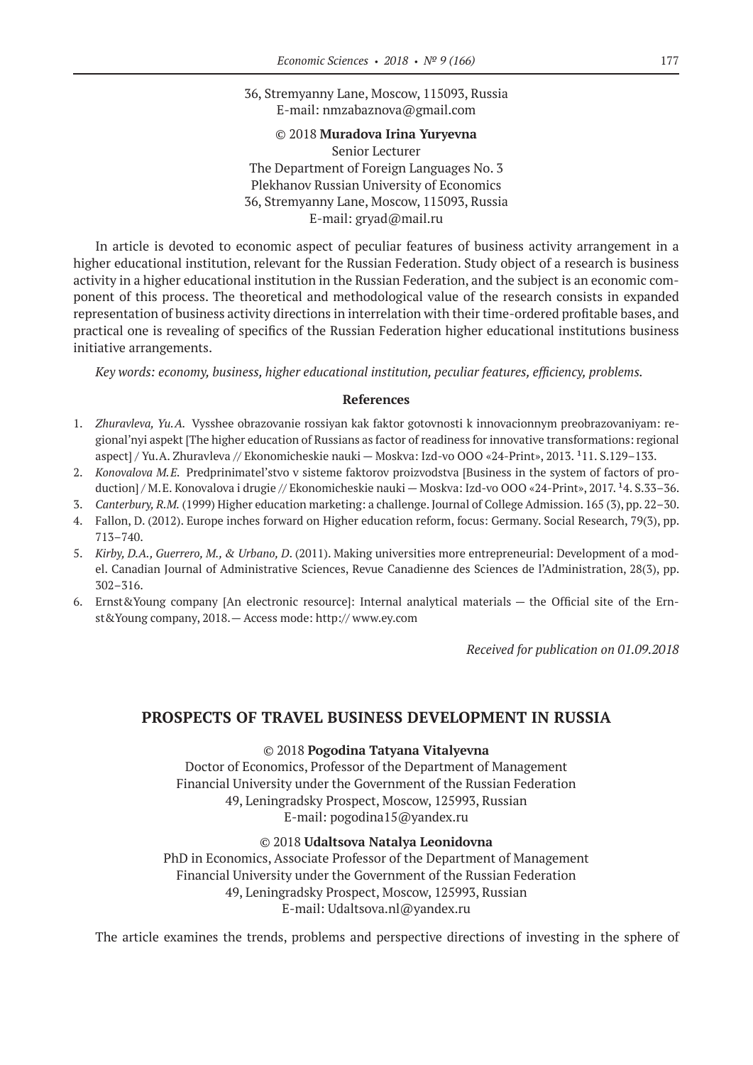36, Stremyanny Lane, Moscow, 115093, Russia
E-mail: nmzabaznova@gmail.com

© 2018 **Muradova Irina Yuryevna**
Senior Lecturer
The Department of Foreign Languages No. 3
Plekhanov Russian University of Economics
36, Stremyanny Lane, Moscow, 115093, Russia
E-mail: gryad@mail.ru

In article is devoted to economic aspect of peculiar features of business activity arrangement in a higher educational institution, relevant for the Russian Federation. Study object of a research is business activity in a higher educational institution in the Russian Federation, and the subject is an economic component of this process. The theoretical and methodological value of the research consists in expanded representation of business activity directions in interrelation with their time-ordered profitable bases, and practical one is revealing of specifics of the Russian Federation higher educational institutions business initiative arrangements.

*Key words: economy, business, higher educational institution, peculiar features, efficiency, problems.*

**References**

1. *Zhuravleva, Yu.A.* Vysshee obrazovanie rossiyan kak faktor gotovnosti k innovacionnym preobrazovaniyam: regional'nyi aspekt [The higher education of Russians as factor of readiness for innovative transformations: regional aspect] / Yu.A. Zhuravleva // Ekonomicheskie nauki — Moskva: Izd-vo OOO «24-Print», 2013. ¹11. S.129–133.
2. *Konovalova M.E.* Predprinimatel'stvo v sisteme faktorov proizvodstva [Business in the system of factors of production] / M.E. Konovalova i drugie // Ekonomicheskie nauki — Moskva: Izd-vo OOO «24-Print», 2017. ¹4. S.33–36.
3. *Canterbury, R.M.* (1999) Higher education marketing: a challenge. Journal of College Admission. 165 (3), pp. 22–30.
4. Fallon, D. (2012). Europe inches forward on Higher education reform, focus: Germany. Social Research, 79(3), pp. 713–740.
5. *Kirby, D.A., Guerrero, M., & Urbano, D.* (2011). Making universities more entrepreneurial: Development of a model. Canadian Journal of Administrative Sciences, Revue Canadienne des Sciences de l'Administration, 28(3), pp. 302–316.
6. Ernst&Young company [An electronic resource]: Internal analytical materials — the Official site of the Ernst&Young company, 2018.— Access mode: http:// www.ey.com

*Received for publication on 01.09.2018*

## PROSPECTS OF TRAVEL BUSINESS DEVELOPMENT IN RUSSIA

© 2018 **Pogodina Tatyana Vitalyevna**
Doctor of Economics, Professor of the Department of Management
Financial University under the Government of the Russian Federation
49, Leningradsky Prospect, Moscow, 125993, Russian
E-mail: pogodina15@yandex.ru

© 2018 **Udaltsova Natalya Leonidovna**
PhD in Economics, Associate Professor of the Department of Management
Financial University under the Government of the Russian Federation
49, Leningradsky Prospect, Moscow, 125993, Russian
E-mail: Udaltsova.nl@yandex.ru

The article examines the trends, problems and perspective directions of investing in the sphere of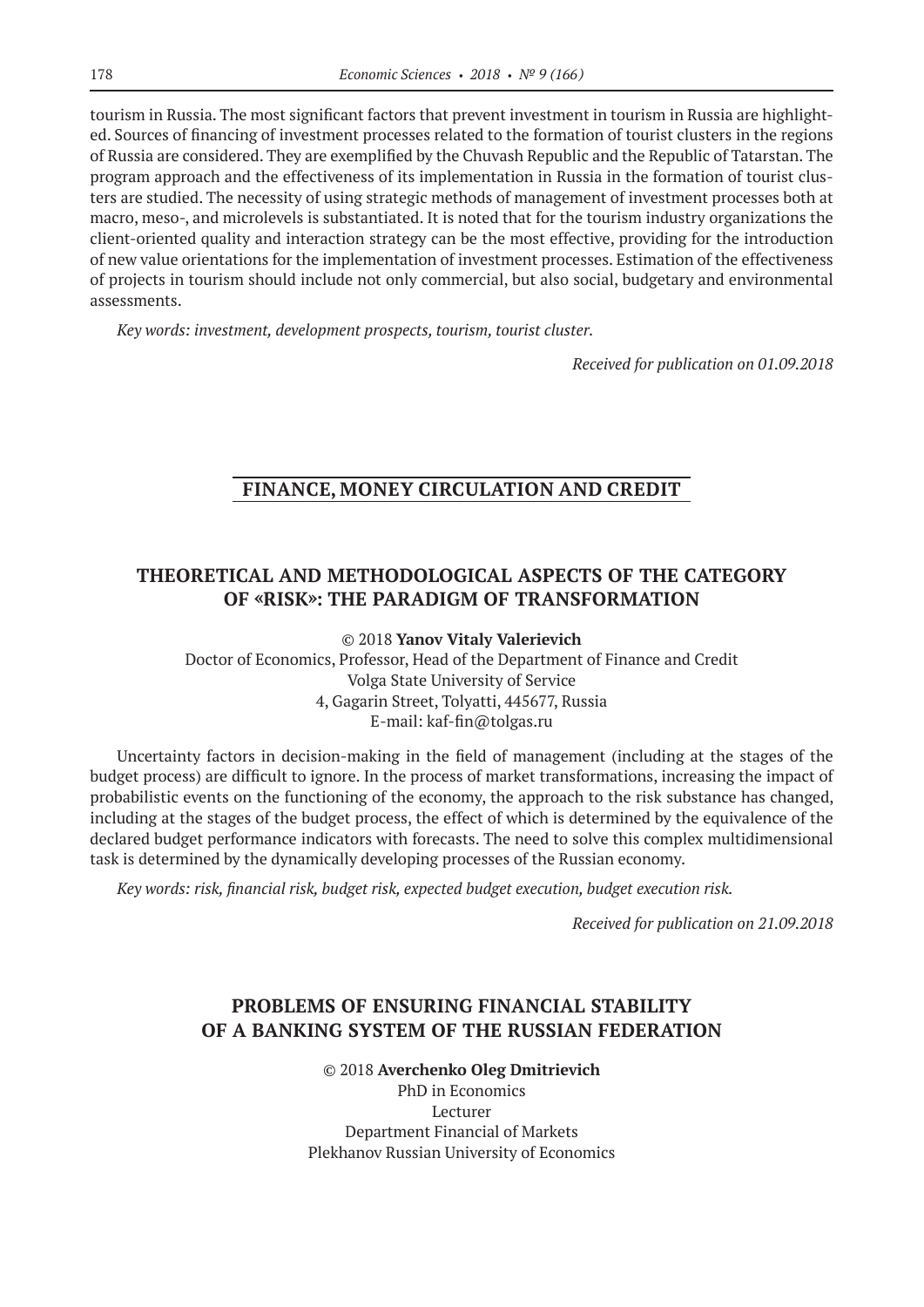tourism in Russia. The most significant factors that prevent investment in tourism in Russia are highlighted. Sources of financing of investment processes related to the formation of tourist clusters in the regions of Russia are considered. They are exemplified by the Chuvash Republic and the Republic of Tatarstan. The program approach and the effectiveness of its implementation in Russia in the formation of tourist clusters are studied. The necessity of using strategic methods of management of investment processes both at macro, meso-, and microlevels is substantiated. It is noted that for the tourism industry organizations the client-oriented quality and interaction strategy can be the most effective, providing for the introduction of new value orientations for the implementation of investment processes. Estimation of the effectiveness of projects in tourism should include not only commercial, but also social, budgetary and environmental assessments.

*Key words: investment, development prospects, tourism, tourist cluster.*

*Received for publication on 01.09.2018*

## FINANCE, MONEY CIRCULATION AND CREDIT

### THEORETICAL AND METHODOLOGICAL ASPECTS OF THE CATEGORY OF «RISK»: THE PARADIGM OF TRANSFORMATION

© 2018 **Yanov Vitaly Valerievich**
Doctor of Economics, Professor, Head of the Department of Finance and Credit
Volga State University of Service
4, Gagarin Street, Tolyatti, 445677, Russia
E-mail: kaf-fin@tolgas.ru

Uncertainty factors in decision-making in the field of management (including at the stages of the budget process) are difficult to ignore. In the process of market transformations, increasing the impact of probabilistic events on the functioning of the economy, the approach to the risk substance has changed, including at the stages of the budget process, the effect of which is determined by the equivalence of the declared budget performance indicators with forecasts. The need to solve this complex multidimensional task is determined by the dynamically developing processes of the Russian economy.

*Key words: risk, financial risk, budget risk, expected budget execution, budget execution risk.*

*Received for publication on 21.09.2018*

### PROBLEMS OF ENSURING FINANCIAL STABILITY OF A BANKING SYSTEM OF THE RUSSIAN FEDERATION

© 2018 **Averchenko Oleg Dmitrievich**
PhD in Economics
Lecturer
Department Financial of Markets
Plekhanov Russian University of Economics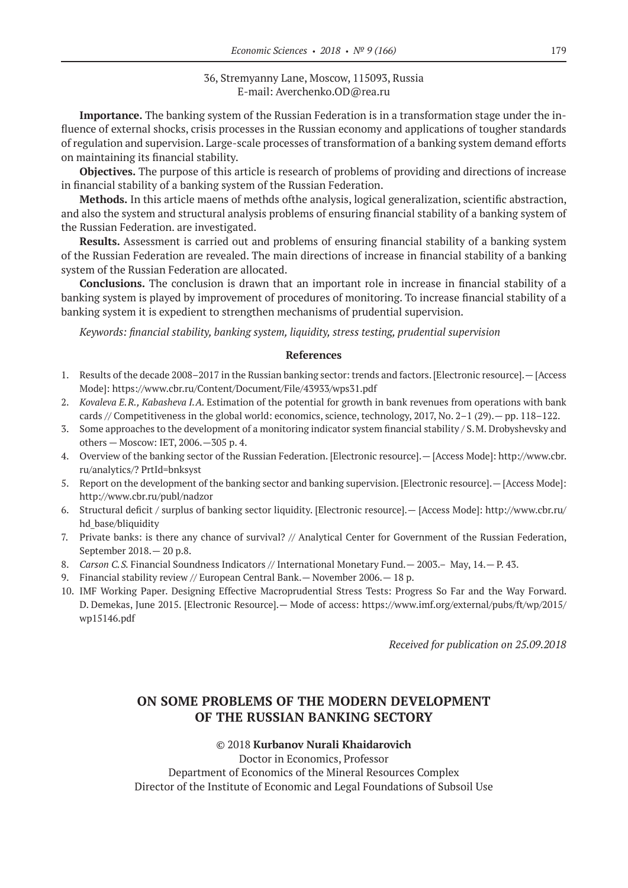36, Stremyanny Lane, Moscow, 115093, Russia
E-mail: Averchenko.OD@rea.ru

**Importance.** The banking system of the Russian Federation is in a transformation stage under the influence of external shocks, crisis processes in the Russian economy and applications of tougher standards of regulation and supervision. Large-scale processes of transformation of a banking system demand efforts on maintaining its financial stability.

**Objectives.** The purpose of this article is research of problems of providing and directions of increase in financial stability of a banking system of the Russian Federation.

**Methods.** In this article maens of methds ofthe analysis, logical generalization, scientific abstraction, and also the system and structural analysis problems of ensuring financial stability of a banking system of the Russian Federation. are investigated.

**Results.** Assessment is carried out and problems of ensuring financial stability of a banking system of the Russian Federation are revealed. The main directions of increase in financial stability of a banking system of the Russian Federation are allocated.

**Conclusions.** The conclusion is drawn that an important role in increase in financial stability of a banking system is played by improvement of procedures of monitoring. To increase financial stability of a banking system it is expedient to strengthen mechanisms of prudential supervision.

*Keywords: financial stability, banking system, liquidity, stress testing, prudential supervision*

### References

1. Results of the decade 2008–2017 in the Russian banking sector: trends and factors. [Electronic resource].— [Access Mode]: https://www.cbr.ru/Content/Document/File/43933/wps31.pdf
2. *Kovaleva E.R., Kabasheva I.A.* Estimation of the potential for growth in bank revenues from operations with bank cards // Competitiveness in the global world: economics, science, technology, 2017, No. 2–1 (29).— pp. 118–122.
3. Some approaches to the development of a monitoring indicator system financial stability / S.M. Drobyshevsky and others — Moscow: IET, 2006.—305 p. 4.
4. Overview of the banking sector of the Russian Federation. [Electronic resource].— [Access Mode]: http://www.cbr.ru/analytics/? PrtId=bnksyst
5. Report on the development of the banking sector and banking supervision. [Electronic resource].— [Access Mode]: http://www.cbr.ru/publ/nadzor
6. Structural deficit / surplus of banking sector liquidity. [Electronic resource].— [Access Mode]: http://www.cbr.ru/hd_base/bliquidity
7. Private banks: is there any chance of survival? // Analytical Center for Government of the Russian Federation, September 2018.— 20 p.8.
8. *Carson C.S.* Financial Soundness Indicators // International Monetary Fund.— 2003.– May, 14.— P. 43.
9. Financial stability review // European Central Bank.— November 2006.— 18 p.
10. IMF Working Paper. Designing Effective Macroprudential Stress Tests: Progress So Far and the Way Forward. D. Demekas, June 2015. [Electronic Resource].— Mode of access: https://www.imf.org/external/pubs/ft/wp/2015/wp15146.pdf

*Received for publication on 25.09.2018*

## ON SOME PROBLEMS OF THE MODERN DEVELOPMENT OF THE RUSSIAN BANKING SECTORY

© 2018 **Kurbanov Nurali Khaidarovich**
Doctor in Economics, Professor
Department of Economics of the Mineral Resources Complex
Director of the Institute of Economic and Legal Foundations of Subsoil Use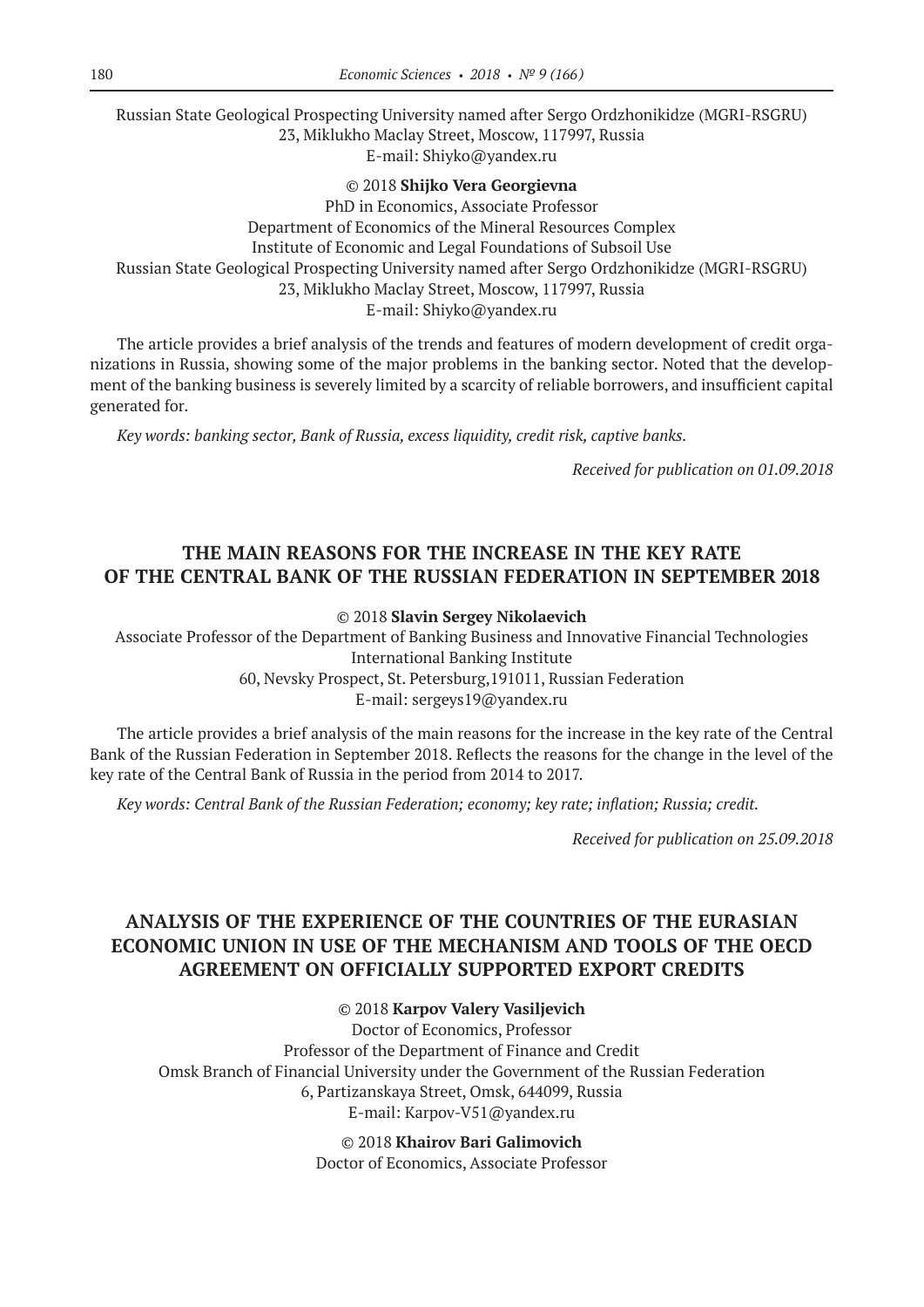Russian State Geological Prospecting University named after Sergo Ordzhonikidze (MGRI-RSGRU)
23, Miklukho Maclay Street, Moscow, 117997, Russia
E-mail: Shiyko@yandex.ru

© 2018 **Shijko Vera Georgievna**
PhD in Economics, Associate Professor
Department of Economics of the Mineral Resources Complex
Institute of Economic and Legal Foundations of Subsoil Use
Russian State Geological Prospecting University named after Sergo Ordzhonikidze (MGRI-RSGRU)
23, Miklukho Maclay Street, Moscow, 117997, Russia
E-mail: Shiyko@yandex.ru

The article provides a brief analysis of the trends and features of modern development of credit organizations in Russia, showing some of the major problems in the banking sector. Noted that the development of the banking business is severely limited by a scarcity of reliable borrowers, and insufficient capital generated for.

*Key words: banking sector, Bank of Russia, excess liquidity, credit risk, captive banks.*

*Received for publication on 01.09.2018*

## THE MAIN REASONS FOR THE INCREASE IN THE KEY RATE OF THE CENTRAL BANK OF THE RUSSIAN FEDERATION IN SEPTEMBER 2018

© 2018 **Slavin Sergey Nikolaevich**
Associate Professor of the Department of Banking Business and Innovative Financial Technologies
International Banking Institute
60, Nevsky Prospect, St. Petersburg,191011, Russian Federation
E-mail: sergeys19@yandex.ru

The article provides a brief analysis of the main reasons for the increase in the key rate of the Central Bank of the Russian Federation in September 2018. Reflects the reasons for the change in the level of the key rate of the Central Bank of Russia in the period from 2014 to 2017.

*Key words: Central Bank of the Russian Federation; economy; key rate; inflation; Russia; credit.*

*Received for publication on 25.09.2018*

## ANALYSIS OF THE EXPERIENCE OF THE COUNTRIES OF THE EURASIAN ECONOMIC UNION IN USE OF THE MECHANISM AND TOOLS OF THE OECD AGREEMENT ON OFFICIALLY SUPPORTED EXPORT CREDITS

© 2018 **Karpov Valery Vasiljevich**
Doctor of Economics, Professor
Professor of the Department of Finance and Credit
Omsk Branch of Financial University under the Government of the Russian Federation
6, Partizanskaya Street, Omsk, 644099, Russia
E-mail: Karpov-V51@yandex.ru

© 2018 **Khairov Bari Galimovich**
Doctor of Economics, Associate Professor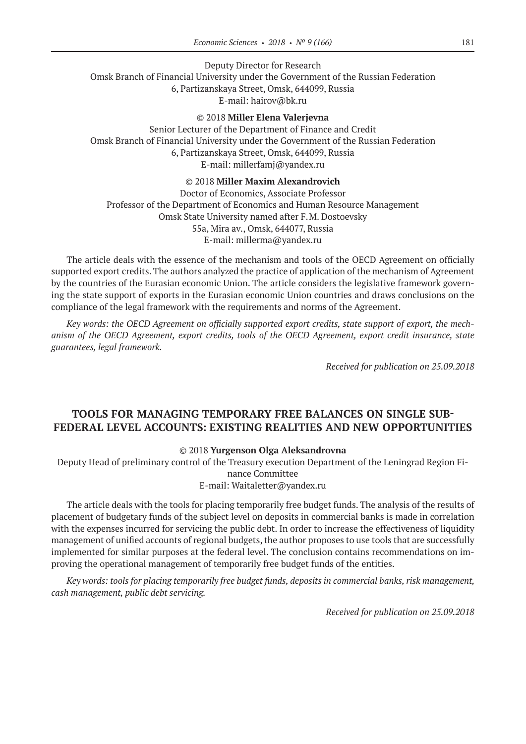Deputy Director for Research
Omsk Branch of Financial University under the Government of the Russian Federation
6, Partizanskaya Street, Omsk, 644099, Russia
E-mail: hairov@bk.ru

© 2018 **Miller Elena Valerjevna**
Senior Lecturer of the Department of Finance and Credit
Omsk Branch of Financial University under the Government of the Russian Federation
6, Partizanskaya Street, Omsk, 644099, Russia
E-mail: millerfamj@yandex.ru

© 2018 **Miller Maxim Alexandrovich**
Doctor of Economics, Associate Professor
Professor of the Department of Economics and Human Resource Management
Omsk State University named after F.M. Dostoevsky
55a, Mira av., Omsk, 644077, Russia
E-mail: millerma@yandex.ru

The article deals with the essence of the mechanism and tools of the OECD Agreement on officially supported export credits. The authors analyzed the practice of application of the mechanism of Agreement by the countries of the Eurasian economic Union. The article considers the legislative framework governing the state support of exports in the Eurasian economic Union countries and draws conclusions on the compliance of the legal framework with the requirements and norms of the Agreement.

*Key words: the OECD Agreement on officially supported export credits, state support of export, the mechanism of the OECD Agreement, export credits, tools of the OECD Agreement, export credit insurance, state guarantees, legal framework.*

*Received for publication on 25.09.2018*

## TOOLS FOR MANAGING TEMPORARY FREE BALANCES ON SINGLE SUB-FEDERAL LEVEL ACCOUNTS: EXISTING REALITIES AND NEW OPPORTUNITIES

© 2018 **Yurgenson Olga Aleksandrovna**
Deputy Head of preliminary control of the Treasury execution Department of the Leningrad Region Finance Committee
E-mail: Waitaletter@yandex.ru

The article deals with the tools for placing temporarily free budget funds. The analysis of the results of placement of budgetary funds of the subject level on deposits in commercial banks is made in correlation with the expenses incurred for servicing the public debt. In order to increase the effectiveness of liquidity management of unified accounts of regional budgets, the author proposes to use tools that are successfully implemented for similar purposes at the federal level. The conclusion contains recommendations on improving the operational management of temporarily free budget funds of the entities.

*Key words: tools for placing temporarily free budget funds, deposits in commercial banks, risk management, cash management, public debt servicing.*

*Received for publication on 25.09.2018*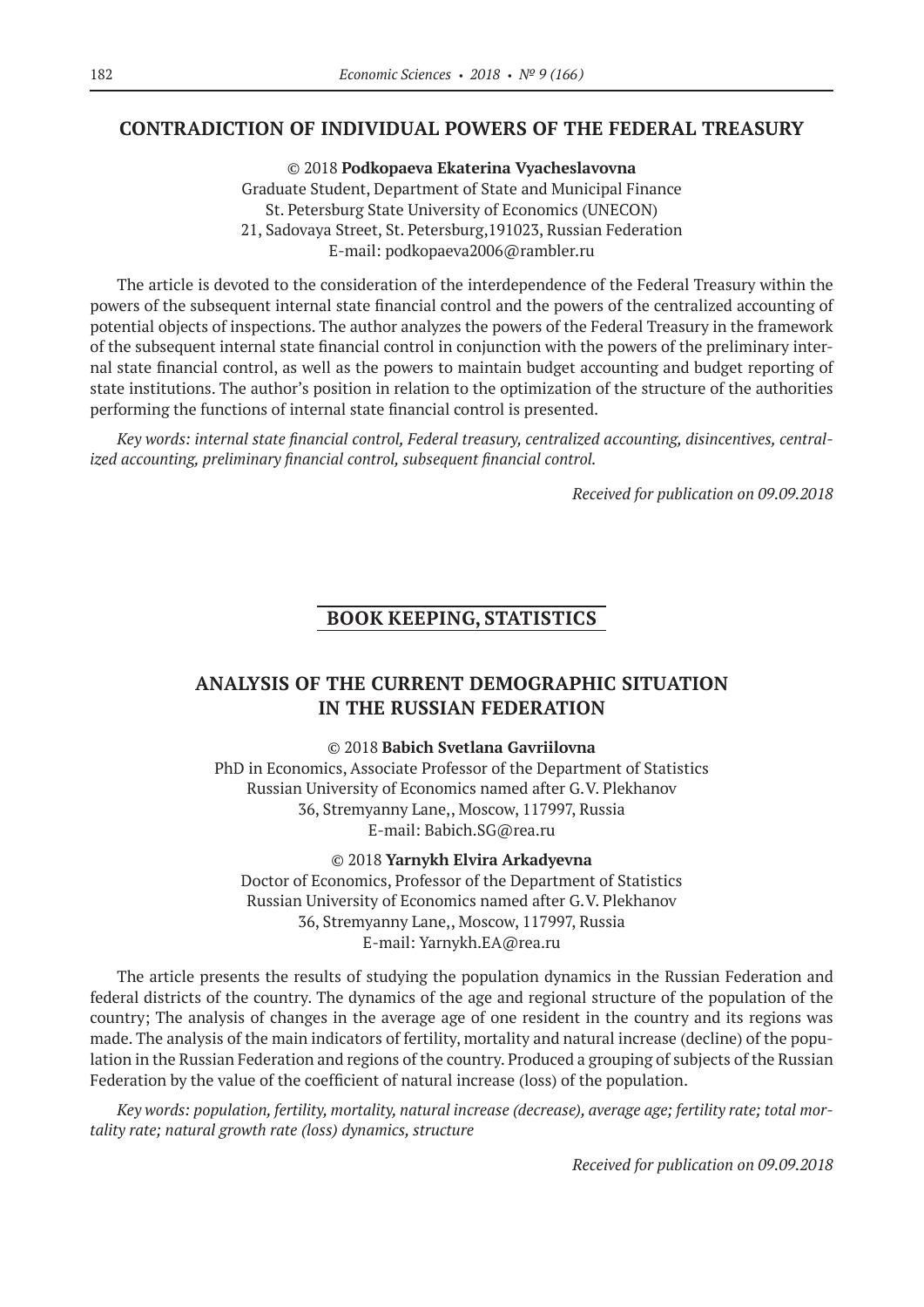## CONTRADICTION OF INDIVIDUAL POWERS OF THE FEDERAL TREASURY

© 2018 **Podkopaeva Ekaterina Vyacheslavovna**
Graduate Student, Department of State and Municipal Finance
St. Petersburg State University of Economics (UNECON)
21, Sadovaya Street, St. Petersburg,191023, Russian Federation
E-mail: podkopaeva2006@rambler.ru

The article is devoted to the consideration of the interdependence of the Federal Treasury within the powers of the subsequent internal state financial control and the powers of the centralized accounting of potential objects of inspections. The author analyzes the powers of the Federal Treasury in the framework of the subsequent internal state financial control in conjunction with the powers of the preliminary internal state financial control, as well as the powers to maintain budget accounting and budget reporting of state institutions. The author's position in relation to the optimization of the structure of the authorities performing the functions of internal state financial control is presented.

*Key words: internal state financial control, Federal treasury, centralized accounting, disincentives, centralized accounting, preliminary financial control, subsequent financial control.*

*Received for publication on 09.09.2018*

# BOOK KEEPING, STATISTICS

## ANALYSIS OF THE CURRENT DEMOGRAPHIC SITUATION IN THE RUSSIAN FEDERATION

© 2018 **Babich Svetlana Gavriilovna**
PhD in Economics, Associate Professor of the Department of Statistics
Russian University of Economics named after G.V. Plekhanov
36, Stremyanny Lane,, Moscow, 117997, Russia
E-mail: Babich.SG@rea.ru

© 2018 **Yarnykh Elvira Arkadyevna**
Doctor of Economics, Professor of the Department of Statistics
Russian University of Economics named after G.V. Plekhanov
36, Stremyanny Lane,, Moscow, 117997, Russia
E-mail: Yarnykh.EA@rea.ru

The article presents the results of studying the population dynamics in the Russian Federation and federal districts of the country. The dynamics of the age and regional structure of the population of the country; The analysis of changes in the average age of one resident in the country and its regions was made. The analysis of the main indicators of fertility, mortality and natural increase (decline) of the population in the Russian Federation and regions of the country. Produced a grouping of subjects of the Russian Federation by the value of the coefficient of natural increase (loss) of the population.

*Key words: population, fertility, mortality, natural increase (decrease), average age; fertility rate; total mortality rate; natural growth rate (loss) dynamics, structure*

*Received for publication on 09.09.2018*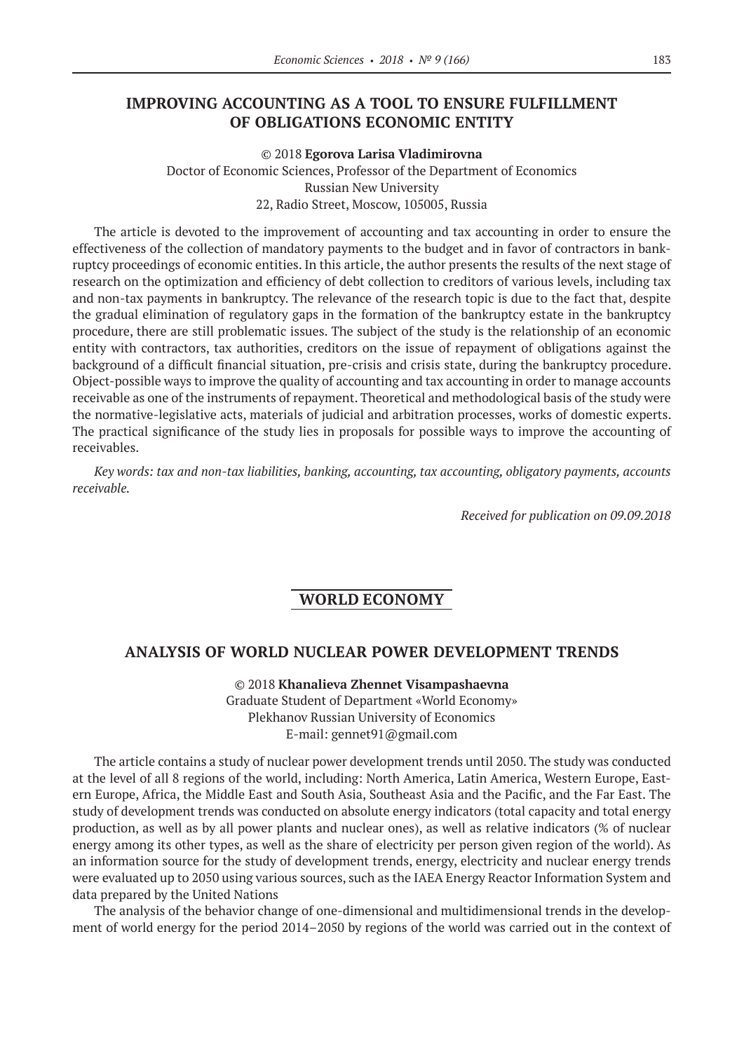## IMPROVING ACCOUNTING AS A TOOL TO ENSURE FULFILLMENT OF OBLIGATIONS ECONOMIC ENTITY

© 2018 **Egorova Larisa Vladimirovna**
Doctor of Economic Sciences, Professor of the Department of Economics
Russian New University
22, Radio Street, Moscow, 105005, Russia

The article is devoted to the improvement of accounting and tax accounting in order to ensure the effectiveness of the collection of mandatory payments to the budget and in favor of contractors in bankruptcy proceedings of economic entities. In this article, the author presents the results of the next stage of research on the optimization and efficiency of debt collection to creditors of various levels, including tax and non-tax payments in bankruptcy. The relevance of the research topic is due to the fact that, despite the gradual elimination of regulatory gaps in the formation of the bankruptcy estate in the bankruptcy procedure, there are still problematic issues. The subject of the study is the relationship of an economic entity with contractors, tax authorities, creditors on the issue of repayment of obligations against the background of a difficult financial situation, pre-crisis and crisis state, during the bankruptcy procedure. Object-possible ways to improve the quality of accounting and tax accounting in order to manage accounts receivable as one of the instruments of repayment. Theoretical and methodological basis of the study were the normative-legislative acts, materials of judicial and arbitration processes, works of domestic experts. The practical significance of the study lies in proposals for possible ways to improve the accounting of receivables.

*Key words: tax and non-tax liabilities, banking, accounting, tax accounting, obligatory payments, accounts receivable.*

*Received for publication on 09.09.2018*

# WORLD ECONOMY

## ANALYSIS OF WORLD NUCLEAR POWER DEVELOPMENT TRENDS

© 2018 **Khanalieva Zhennet Visampashaevna**
Graduate Student of Department «World Economy»
Plekhanov Russian University of Economics
E-mail: gennet91@gmail.com

The article contains a study of nuclear power development trends until 2050. The study was conducted at the level of all 8 regions of the world, including: North America, Latin America, Western Europe, Eastern Europe, Africa, the Middle East and South Asia, Southeast Asia and the Pacific, and the Far East. The study of development trends was conducted on absolute energy indicators (total capacity and total energy production, as well as by all power plants and nuclear ones), as well as relative indicators (% of nuclear energy among its other types, as well as the share of electricity per person given region of the world). As an information source for the study of development trends, energy, electricity and nuclear energy trends were evaluated up to 2050 using various sources, such as the IAEA Energy Reactor Information System and data prepared by the United Nations

The analysis of the behavior change of one-dimensional and multidimensional trends in the development of world energy for the period 2014–2050 by regions of the world was carried out in the context of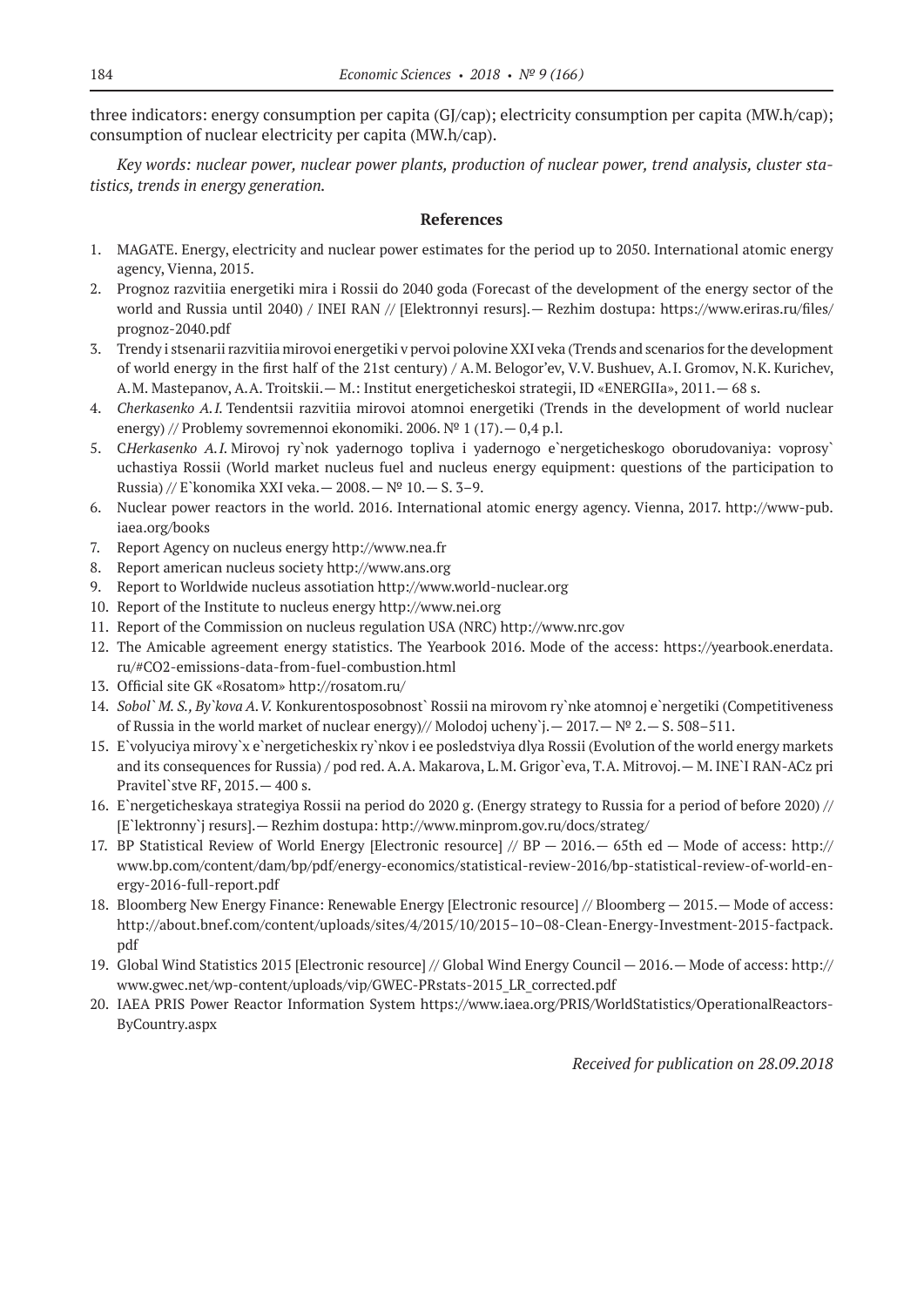three indicators: energy consumption per capita (GJ/cap); electricity consumption per capita (MW.h/cap); consumption of nuclear electricity per capita (MW.h/cap).

*Key words: nuclear power, nuclear power plants, production of nuclear power, trend analysis, cluster statistics, trends in energy generation.*

## References

1. MAGATE. Energy, electricity and nuclear power estimates for the period up to 2050. International atomic energy agency, Vienna, 2015.
2. Prognoz razvitiia energetiki mira i Rossii do 2040 goda (Forecast of the development of the energy sector of the world and Russia until 2040) / INEI RAN // [Elektronnyi resurs].— Rezhim dostupa: https://www.eriras.ru/files/prognoz-2040.pdf
3. Trendy i stsenarii razvitiia mirovoi energetiki v pervoi polovine XXI veka (Trends and scenarios for the development of world energy in the first half of the 21st century) / A.M. Belogor'ev, V.V. Bushuev, A.I. Gromov, N.K. Kurichev, A.M. Mastepanov, A.A. Troitskii.— M.: Institut energeticheskoi strategii, ID «ENERGIIa», 2011.— 68 s.
4. *Cherkasenko A.I.* Tendentsii razvitiia mirovoi atomnoi energetiki (Trends in the development of world nuclear energy) // Problemy sovremennoi ekonomiki. 2006. № 1 (17).— 0,4 p.l.
5. C*Herkasenko A.I.* Mirovoj ry`nok yadernogo topliva i yadernogo e`nergeticheskogo oborudovaniya: voprosy` uchastiya Rossii (World market nucleus fuel and nucleus energy equipment: questions of the participation to Russia) // E`konomika XXI veka.— 2008.— № 10.— S. 3–9.
6. Nuclear power reactors in the world. 2016. International atomic energy agency. Vienna, 2017. http://www-pub.iaea.org/books
7. Report Agency on nucleus energy http://www.nea.fr
8. Report american nucleus society http://www.ans.org
9. Report to Worldwide nucleus assotiation http://www.world-nuclear.org
10. Report of the Institute to nucleus energy http://www.nei.org
11. Report of the Commission on nucleus regulation USA (NRC) http://www.nrc.gov
12. The Amicable agreement energy statistics. The Yearbook 2016. Mode of the access: https://yearbook.enerdata.ru/#CO2-emissions-data-from-fuel-combustion.html
13. Official site GK «Rosatom» http://rosatom.ru/
14. *Sobol` M. S., By`kova A.V.* Konkurentosposobnost` Rossii na mirovom ry`nke atomnoj e`nergetiki (Competitiveness of Russia in the world market of nuclear energy)// Molodoj ucheny`j.— 2017.— № 2.— S. 508–511.
15. E`volyuciya mirovy`x e`nergeticheskix ry`nkov i ee posledstviya dlya Rossii (Evolution of the world energy markets and its consequences for Russia) / pod red. A.A. Makarova, L.M. Grigor`eva, T.A. Mitrovoj.— M. INE`I RAN-ACz pri Pravitel`stve RF, 2015.— 400 s.
16. E`nergeticheskaya strategiya Rossii na period do 2020 g. (Energy strategy to Russia for a period of before 2020) // [E`lektronny`j resurs].— Rezhim dostupa: http://www.minprom.gov.ru/docs/strateg/
17. BP Statistical Review of World Energy [Electronic resource] // BP — 2016.— 65th ed — Mode of access: http://www.bp.com/content/dam/bp/pdf/energy-economics/statistical-review-2016/bp-statistical-review-of-world-energy-2016-full-report.pdf
18. Bloomberg New Energy Finance: Renewable Energy [Electronic resource] // Bloomberg — 2015.— Mode of access: http://about.bnef.com/content/uploads/sites/4/2015/10/2015–10–08-Clean-Energy-Investment-2015-factpack.pdf
19. Global Wind Statistics 2015 [Electronic resource] // Global Wind Energy Council — 2016.— Mode of access: http://www.gwec.net/wp-content/uploads/vip/GWEC-PRstats-2015_LR_corrected.pdf
20. IAEA PRIS Power Reactor Information System https://www.iaea.org/PRIS/WorldStatistics/OperationalReactors-ByCountry.aspx

*Received for publication on 28.09.2018*